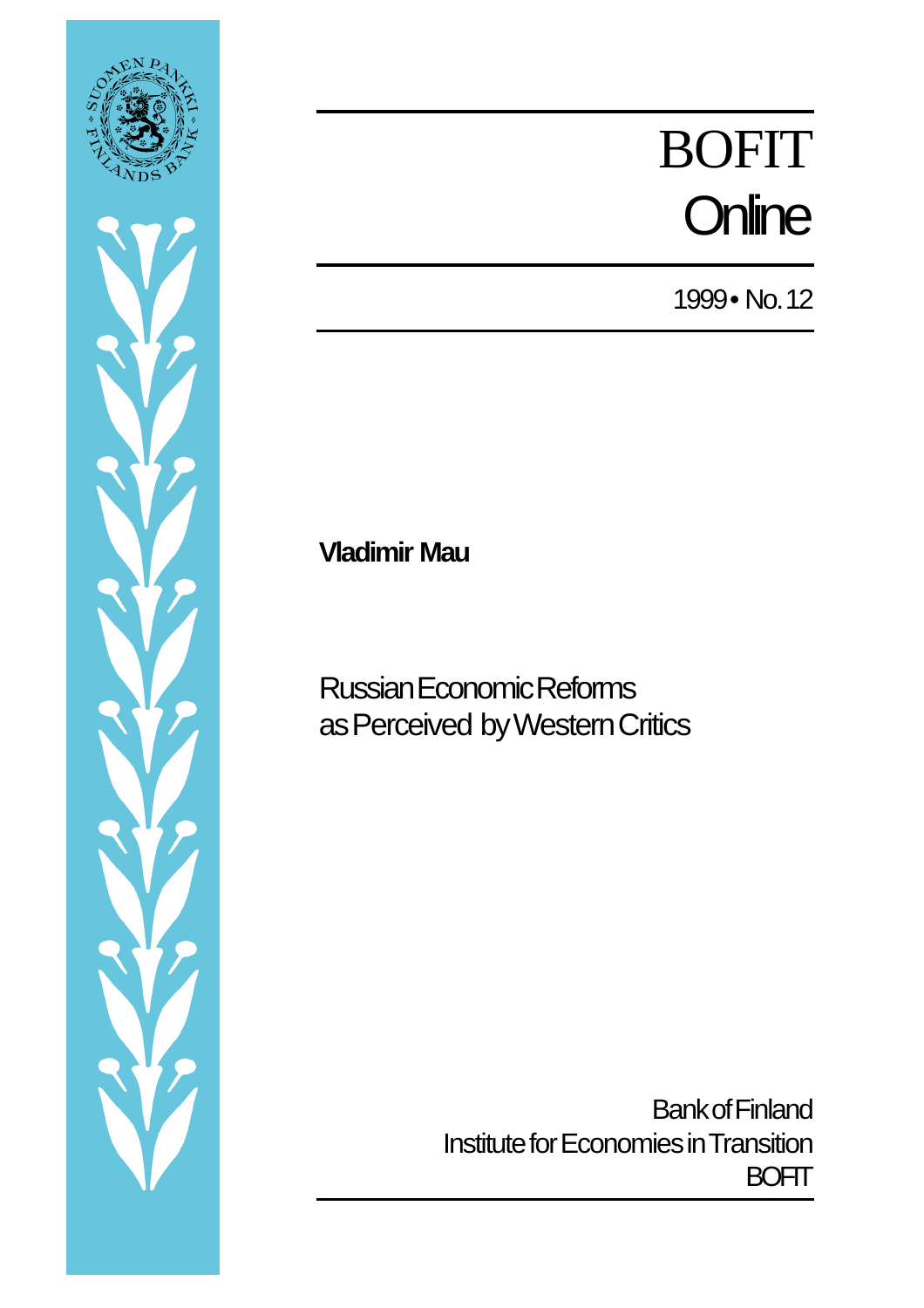# BOFIT Online

1999 • No. 12

**Vladimir Mau**

## Russian Economic Reforms as Perceived by Western Critics

Bank of Finland
Institute for Economies in Transition
BOFIT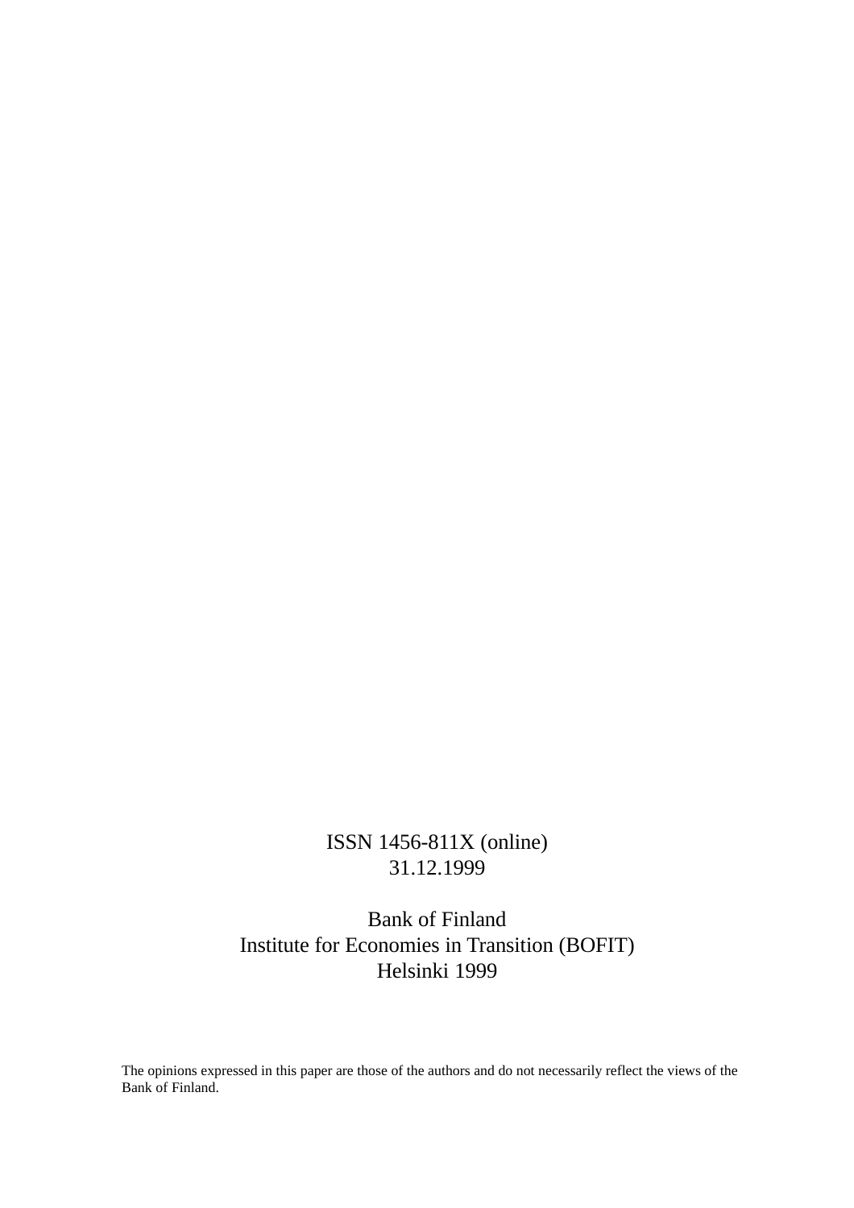ISSN 1456-811X (online)
31.12.1999

Bank of Finland
Institute for Economies in Transition (BOFIT)
Helsinki 1999

The opinions expressed in this paper are those of the authors and do not necessarily reflect the views of the Bank of Finland.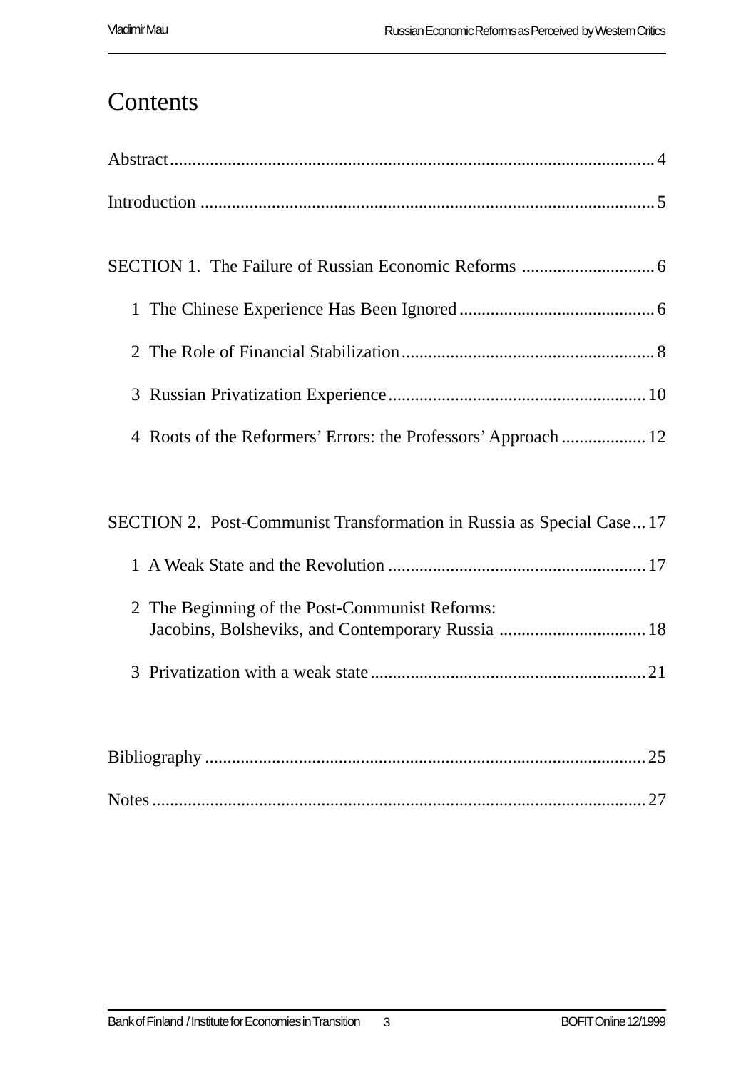# Contents

Abstract ..... 4

Introduction ..... 5

SECTION 1. The Failure of Russian Economic Reforms ..... 6

- 1 The Chinese Experience Has Been Ignored ..... 6
- 2 The Role of Financial Stabilization ..... 8
- 3 Russian Privatization Experience ..... 10
- 4 Roots of the Reformers' Errors: the Professors' Approach ..... 12

SECTION 2. Post-Communist Transformation in Russia as Special Case ..... 17

- 1 A Weak State and the Revolution ..... 17
- 2 The Beginning of the Post-Communist Reforms: Jacobins, Bolsheviks, and Contemporary Russia ..... 18
- 3 Privatization with a weak state ..... 21

Bibliography ..... 25

Notes ..... 27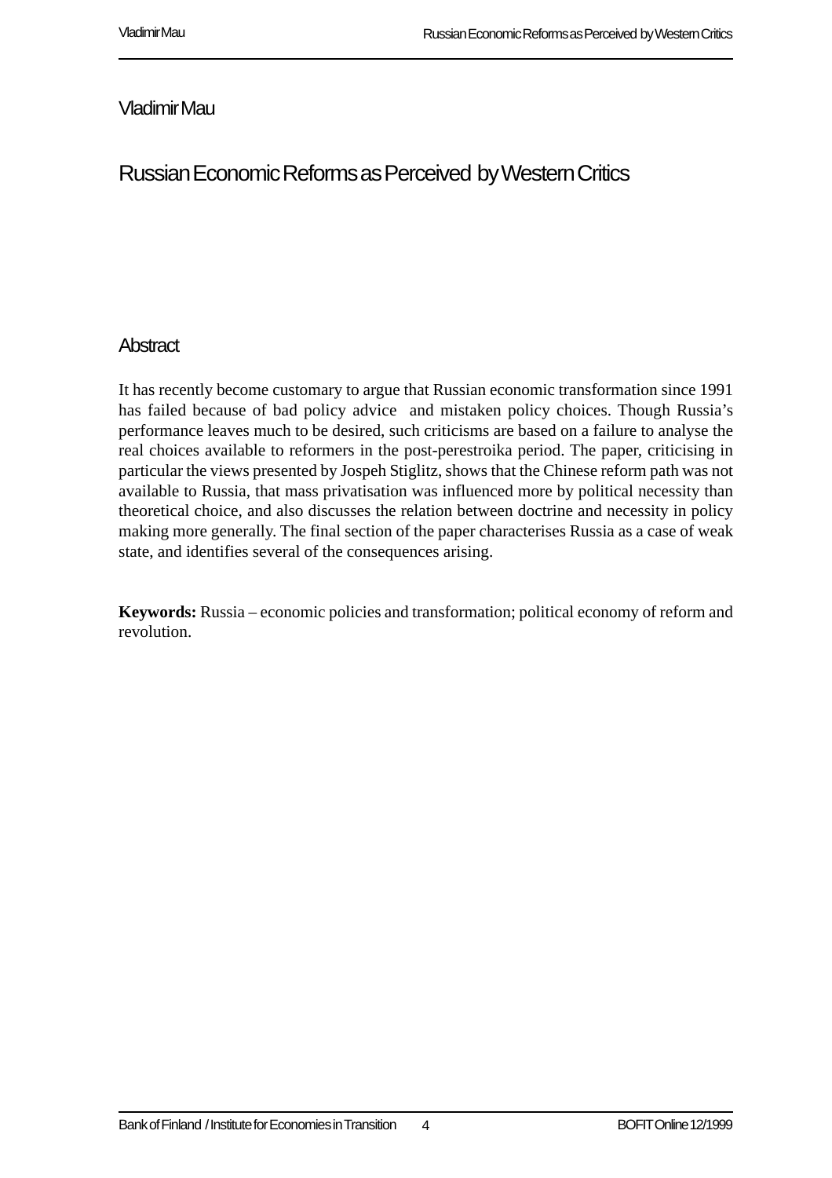Vladimir Mau

# Russian Economic Reforms as Perceived by Western Critics

## Abstract

It has recently become customary to argue that Russian economic transformation since 1991 has failed because of bad policy advice and mistaken policy choices. Though Russia's performance leaves much to be desired, such criticisms are based on a failure to analyse the real choices available to reformers in the post-perestroika period. The paper, criticising in particular the views presented by Jospeh Stiglitz, shows that the Chinese reform path was not available to Russia, that mass privatisation was influenced more by political necessity than theoretical choice, and also discusses the relation between doctrine and necessity in policy making more generally. The final section of the paper characterises Russia as a case of weak state, and identifies several of the consequences arising.

**Keywords:** Russia – economic policies and transformation; political economy of reform and revolution.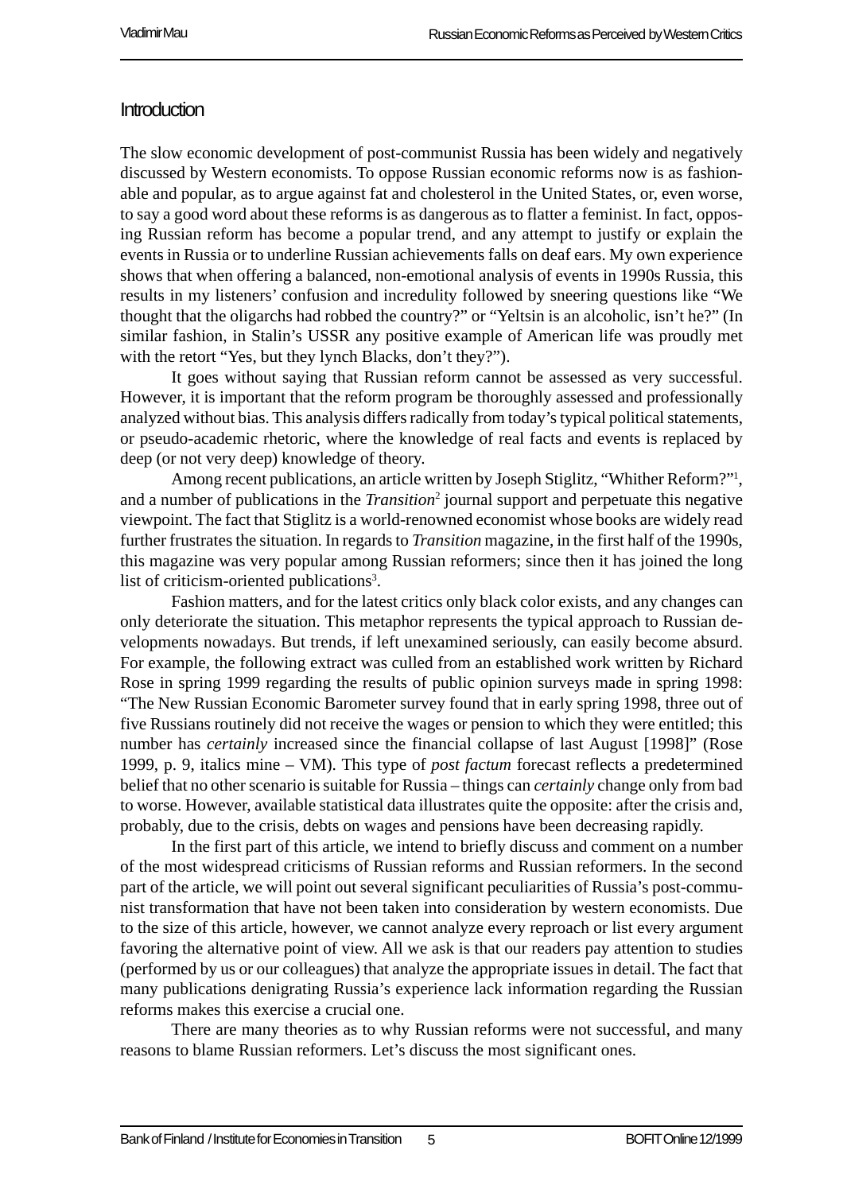## Introduction

The slow economic development of post-communist Russia has been widely and negatively discussed by Western economists. To oppose Russian economic reforms now is as fashionable and popular, as to argue against fat and cholesterol in the United States, or, even worse, to say a good word about these reforms is as dangerous as to flatter a feminist. In fact, opposing Russian reform has become a popular trend, and any attempt to justify or explain the events in Russia or to underline Russian achievements falls on deaf ears. My own experience shows that when offering a balanced, non-emotional analysis of events in 1990s Russia, this results in my listeners' confusion and incredulity followed by sneering questions like "We thought that the oligarchs had robbed the country?" or "Yeltsin is an alcoholic, isn't he?" (In similar fashion, in Stalin's USSR any positive example of American life was proudly met with the retort "Yes, but they lynch Blacks, don't they?").

It goes without saying that Russian reform cannot be assessed as very successful. However, it is important that the reform program be thoroughly assessed and professionally analyzed without bias. This analysis differs radically from today's typical political statements, or pseudo-academic rhetoric, where the knowledge of real facts and events is replaced by deep (or not very deep) knowledge of theory.

Among recent publications, an article written by Joseph Stiglitz, "Whither Reform?"[1], and a number of publications in the *Transition*[2] journal support and perpetuate this negative viewpoint. The fact that Stiglitz is a world-renowned economist whose books are widely read further frustrates the situation. In regards to *Transition* magazine, in the first half of the 1990s, this magazine was very popular among Russian reformers; since then it has joined the long list of criticism-oriented publications[3].

Fashion matters, and for the latest critics only black color exists, and any changes can only deteriorate the situation. This metaphor represents the typical approach to Russian developments nowadays. But trends, if left unexamined seriously, can easily become absurd. For example, the following extract was culled from an established work written by Richard Rose in spring 1999 regarding the results of public opinion surveys made in spring 1998: "The New Russian Economic Barometer survey found that in early spring 1998, three out of five Russians routinely did not receive the wages or pension to which they were entitled; this number has *certainly* increased since the financial collapse of last August [1998]" (Rose 1999, p. 9, italics mine – VM). This type of *post factum* forecast reflects a predetermined belief that no other scenario is suitable for Russia – things can *certainly* change only from bad to worse. However, available statistical data illustrates quite the opposite: after the crisis and, probably, due to the crisis, debts on wages and pensions have been decreasing rapidly.

In the first part of this article, we intend to briefly discuss and comment on a number of the most widespread criticisms of Russian reforms and Russian reformers. In the second part of the article, we will point out several significant peculiarities of Russia's post-communist transformation that have not been taken into consideration by western economists. Due to the size of this article, however, we cannot analyze every reproach or list every argument favoring the alternative point of view. All we ask is that our readers pay attention to studies (performed by us or our colleagues) that analyze the appropriate issues in detail. The fact that many publications denigrating Russia's experience lack information regarding the Russian reforms makes this exercise a crucial one.

There are many theories as to why Russian reforms were not successful, and many reasons to blame Russian reformers. Let's discuss the most significant ones.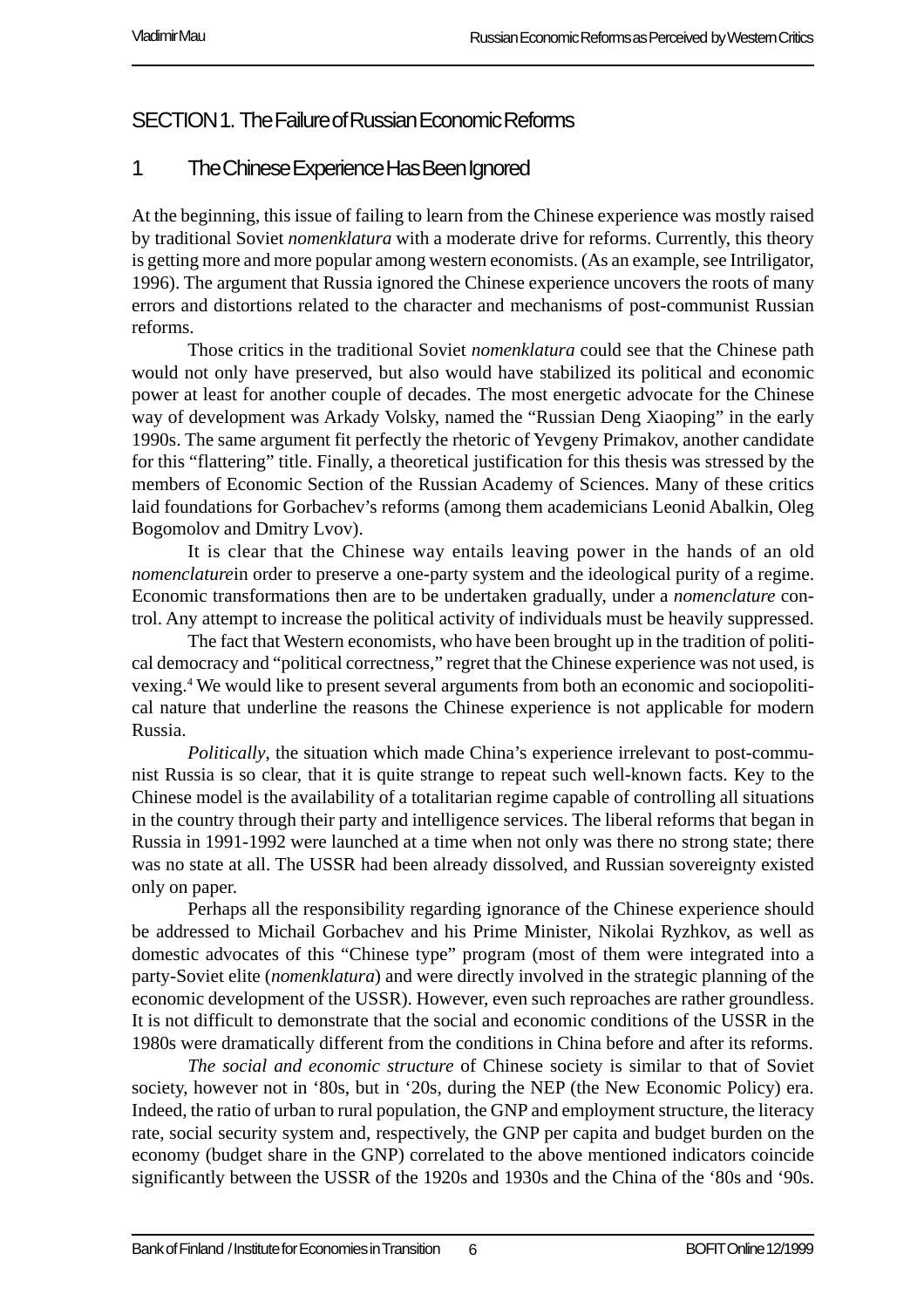# SECTION 1. The Failure of Russian Economic Reforms

## 1 The Chinese Experience Has Been Ignored

At the beginning, this issue of failing to learn from the Chinese experience was mostly raised by traditional Soviet *nomenklatura* with a moderate drive for reforms. Currently, this theory is getting more and more popular among western economists. (As an example, see Intriligator, 1996). The argument that Russia ignored the Chinese experience uncovers the roots of many errors and distortions related to the character and mechanisms of post-communist Russian reforms.

Those critics in the traditional Soviet *nomenklatura* could see that the Chinese path would not only have preserved, but also would have stabilized its political and economic power at least for another couple of decades. The most energetic advocate for the Chinese way of development was Arkady Volsky, named the "Russian Deng Xiaoping" in the early 1990s. The same argument fit perfectly the rhetoric of Yevgeny Primakov, another candidate for this "flattering" title. Finally, a theoretical justification for this thesis was stressed by the members of Economic Section of the Russian Academy of Sciences. Many of these critics laid foundations for Gorbachev's reforms (among them academicians Leonid Abalkin, Oleg Bogomolov and Dmitry Lvov).

It is clear that the Chinese way entails leaving power in the hands of an old *nomenclature*in order to preserve a one-party system and the ideological purity of a regime. Economic transformations then are to be undertaken gradually, under a *nomenclature* control. Any attempt to increase the political activity of individuals must be heavily suppressed.

The fact that Western economists, who have been brought up in the tradition of political democracy and "political correctness," regret that the Chinese experience was not used, is vexing.[4] We would like to present several arguments from both an economic and sociopolitical nature that underline the reasons the Chinese experience is not applicable for modern Russia.

*Politically*, the situation which made China's experience irrelevant to post-communist Russia is so clear, that it is quite strange to repeat such well-known facts. Key to the Chinese model is the availability of a totalitarian regime capable of controlling all situations in the country through their party and intelligence services. The liberal reforms that began in Russia in 1991-1992 were launched at a time when not only was there no strong state; there was no state at all. The USSR had been already dissolved, and Russian sovereignty existed only on paper.

Perhaps all the responsibility regarding ignorance of the Chinese experience should be addressed to Michail Gorbachev and his Prime Minister, Nikolai Ryzhkov, as well as domestic advocates of this "Chinese type" program (most of them were integrated into a party-Soviet elite (*nomenklatura*) and were directly involved in the strategic planning of the economic development of the USSR). However, even such reproaches are rather groundless. It is not difficult to demonstrate that the social and economic conditions of the USSR in the 1980s were dramatically different from the conditions in China before and after its reforms.

*The social and economic structure* of Chinese society is similar to that of Soviet society, however not in '80s, but in '20s, during the NEP (the New Economic Policy) era. Indeed, the ratio of urban to rural population, the GNP and employment structure, the literacy rate, social security system and, respectively, the GNP per capita and budget burden on the economy (budget share in the GNP) correlated to the above mentioned indicators coincide significantly between the USSR of the 1920s and 1930s and the China of the '80s and '90s.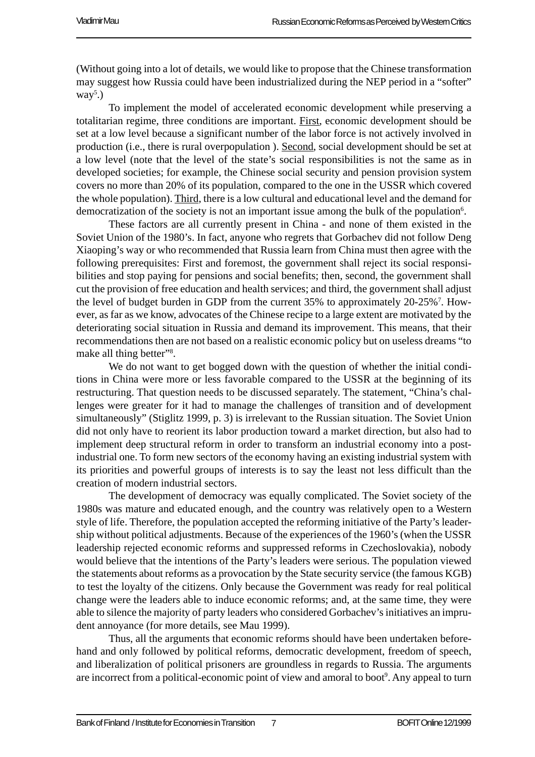(Without going into a lot of details, we would like to propose that the Chinese transformation may suggest how Russia could have been industrialized during the NEP period in a "softer" way[5].)

To implement the model of accelerated economic development while preserving a totalitarian regime, three conditions are important. First, economic development should be set at a low level because a significant number of the labor force is not actively involved in production (i.e., there is rural overpopulation ). Second, social development should be set at a low level (note that the level of the state's social responsibilities is not the same as in developed societies; for example, the Chinese social security and pension provision system covers no more than 20% of its population, compared to the one in the USSR which covered the whole population). Third, there is a low cultural and educational level and the demand for democratization of the society is not an important issue among the bulk of the population[6].

These factors are all currently present in China - and none of them existed in the Soviet Union of the 1980's. In fact, anyone who regrets that Gorbachev did not follow Deng Xiaoping's way or who recommended that Russia learn from China must then agree with the following prerequisites: First and foremost, the government shall reject its social responsibilities and stop paying for pensions and social benefits; then, second, the government shall cut the provision of free education and health services; and third, the government shall adjust the level of budget burden in GDP from the current 35% to approximately 20-25%[7]. However, as far as we know, advocates of the Chinese recipe to a large extent are motivated by the deteriorating social situation in Russia and demand its improvement. This means, that their recommendations then are not based on a realistic economic policy but on useless dreams "to make all thing better"[8].

We do not want to get bogged down with the question of whether the initial conditions in China were more or less favorable compared to the USSR at the beginning of its restructuring. That question needs to be discussed separately. The statement, "China's challenges were greater for it had to manage the challenges of transition and of development simultaneously" (Stiglitz 1999, p. 3) is irrelevant to the Russian situation. The Soviet Union did not only have to reorient its labor production toward a market direction, but also had to implement deep structural reform in order to transform an industrial economy into a post-industrial one. To form new sectors of the economy having an existing industrial system with its priorities and powerful groups of interests is to say the least not less difficult than the creation of modern industrial sectors.

The development of democracy was equally complicated. The Soviet society of the 1980s was mature and educated enough, and the country was relatively open to a Western style of life. Therefore, the population accepted the reforming initiative of the Party's leadership without political adjustments. Because of the experiences of the 1960's (when the USSR leadership rejected economic reforms and suppressed reforms in Czechoslovakia), nobody would believe that the intentions of the Party's leaders were serious. The population viewed the statements about reforms as a provocation by the State security service (the famous KGB) to test the loyalty of the citizens. Only because the Government was ready for real political change were the leaders able to induce economic reforms; and, at the same time, they were able to silence the majority of party leaders who considered Gorbachev's initiatives an imprudent annoyance (for more details, see Mau 1999).

Thus, all the arguments that economic reforms should have been undertaken beforehand and only followed by political reforms, democratic development, freedom of speech, and liberalization of political prisoners are groundless in regards to Russia. The arguments are incorrect from a political-economic point of view and amoral to boot[9]. Any appeal to turn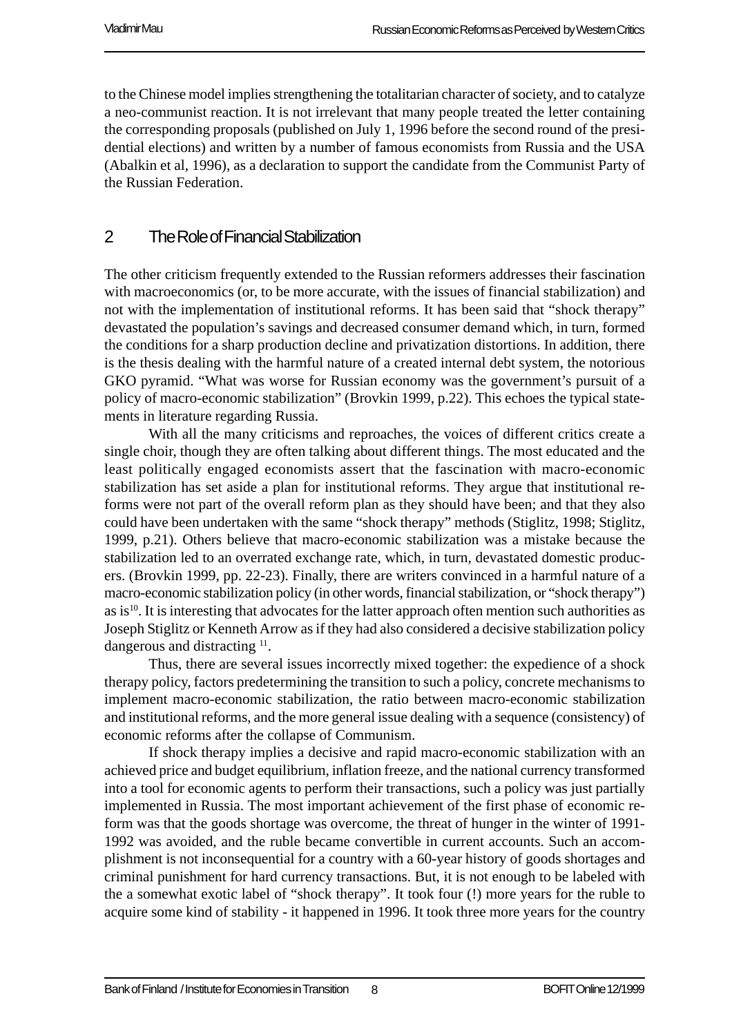to the Chinese model implies strengthening the totalitarian character of society, and to catalyze a neo-communist reaction. It is not irrelevant that many people treated the letter containing the corresponding proposals (published on July 1, 1996 before the second round of the presidential elections) and written by a number of famous economists from Russia and the USA (Abalkin et al, 1996), as a declaration to support the candidate from the Communist Party of the Russian Federation.

## 2 The Role of Financial Stabilization

The other criticism frequently extended to the Russian reformers addresses their fascination with macroeconomics (or, to be more accurate, with the issues of financial stabilization) and not with the implementation of institutional reforms. It has been said that "shock therapy" devastated the population's savings and decreased consumer demand which, in turn, formed the conditions for a sharp production decline and privatization distortions. In addition, there is the thesis dealing with the harmful nature of a created internal debt system, the notorious GKO pyramid. "What was worse for Russian economy was the government's pursuit of a policy of macro-economic stabilization" (Brovkin 1999, p.22). This echoes the typical statements in literature regarding Russia.

With all the many criticisms and reproaches, the voices of different critics create a single choir, though they are often talking about different things. The most educated and the least politically engaged economists assert that the fascination with macro-economic stabilization has set aside a plan for institutional reforms. They argue that institutional reforms were not part of the overall reform plan as they should have been; and that they also could have been undertaken with the same "shock therapy" methods (Stiglitz, 1998; Stiglitz, 1999, p.21). Others believe that macro-economic stabilization was a mistake because the stabilization led to an overrated exchange rate, which, in turn, devastated domestic producers. (Brovkin 1999, pp. 22-23). Finally, there are writers convinced in a harmful nature of a macro-economic stabilization policy (in other words, financial stabilization, or "shock therapy") as is[10]. It is interesting that advocates for the latter approach often mention such authorities as Joseph Stiglitz or Kenneth Arrow as if they had also considered a decisive stabilization policy dangerous and distracting [11].

Thus, there are several issues incorrectly mixed together: the expedience of a shock therapy policy, factors predetermining the transition to such a policy, concrete mechanisms to implement macro-economic stabilization, the ratio between macro-economic stabilization and institutional reforms, and the more general issue dealing with a sequence (consistency) of economic reforms after the collapse of Communism.

If shock therapy implies a decisive and rapid macro-economic stabilization with an achieved price and budget equilibrium, inflation freeze, and the national currency transformed into a tool for economic agents to perform their transactions, such a policy was just partially implemented in Russia. The most important achievement of the first phase of economic reform was that the goods shortage was overcome, the threat of hunger in the winter of 1991-1992 was avoided, and the ruble became convertible in current accounts. Such an accomplishment is not inconsequential for a country with a 60-year history of goods shortages and criminal punishment for hard currency transactions. But, it is not enough to be labeled with the a somewhat exotic label of "shock therapy". It took four (!) more years for the ruble to acquire some kind of stability - it happened in 1996. It took three more years for the country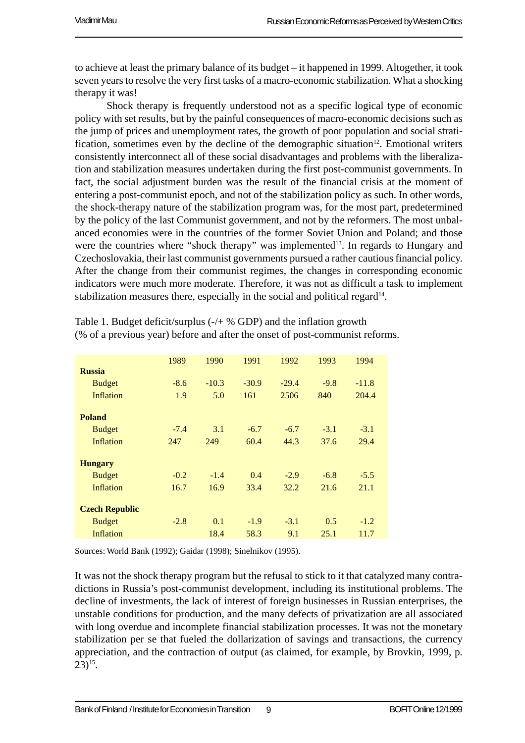to achieve at least the primary balance of its budget – it happened in 1999. Altogether, it took seven years to resolve the very first tasks of a macro-economic stabilization. What a shocking therapy it was!

Shock therapy is frequently understood not as a specific logical type of economic policy with set results, but by the painful consequences of macro-economic decisions such as the jump of prices and unemployment rates, the growth of poor population and social stratification, sometimes even by the decline of the demographic situation[12]. Emotional writers consistently interconnect all of these social disadvantages and problems with the liberalization and stabilization measures undertaken during the first post-communist governments. In fact, the social adjustment burden was the result of the financial crisis at the moment of entering a post-communist epoch, and not of the stabilization policy as such. In other words, the shock-therapy nature of the stabilization program was, for the most part, predetermined by the policy of the last Communist government, and not by the reformers. The most unbalanced economies were in the countries of the former Soviet Union and Poland; and those were the countries where "shock therapy" was implemented[13]. In regards to Hungary and Czechoslovakia, their last communist governments pursued a rather cautious financial policy. After the change from their communist regimes, the changes in corresponding economic indicators were much more moderate. Therefore, it was not as difficult a task to implement stabilization measures there, especially in the social and political regard[14].

Table 1. Budget deficit/surplus (-/+ % GDP) and the inflation growth (% of a previous year) before and after the onset of post-communist reforms.

| | 1989 | 1990 | 1991 | 1992 | 1993 | 1994 |
|---|---|---|---|---|---|---|
| **Russia** | | | | | | |
| Budget | -8.6 | -10.3 | -30.9 | -29.4 | -9.8 | -11.8 |
| Inflation | 1.9 | 5.0 | 161 | 2506 | 840 | 204.4 |
| **Poland** | | | | | | |
| Budget | -7.4 | 3.1 | -6.7 | -6.7 | -3.1 | -3.1 |
| Inflation | 247 | 249 | 60.4 | 44.3 | 37.6 | 29.4 |
| **Hungary** | | | | | | |
| Budget | -0.2 | -1.4 | 0.4 | -2.9 | -6.8 | -5.5 |
| Inflation | 16.7 | 16.9 | 33.4 | 32.2 | 21.6 | 21.1 |
| **Czech Republic** | | | | | | |
| Budget | -2.8 | 0.1 | -1.9 | -3.1 | 0.5 | -1.2 |
| Inflation | | 18.4 | 58.3 | 9.1 | 25.1 | 11.7 |

Sources: World Bank (1992); Gaidar (1998); Sinelnikov (1995).

It was not the shock therapy program but the refusal to stick to it that catalyzed many contradictions in Russia's post-communist development, including its institutional problems. The decline of investments, the lack of interest of foreign businesses in Russian enterprises, the unstable conditions for production, and the many defects of privatization are all associated with long overdue and incomplete financial stabilization processes. It was not the monetary stabilization per se that fueled the dollarization of savings and transactions, the currency appreciation, and the contraction of output (as claimed, for example, by Brovkin, 1999, p. 23)[15].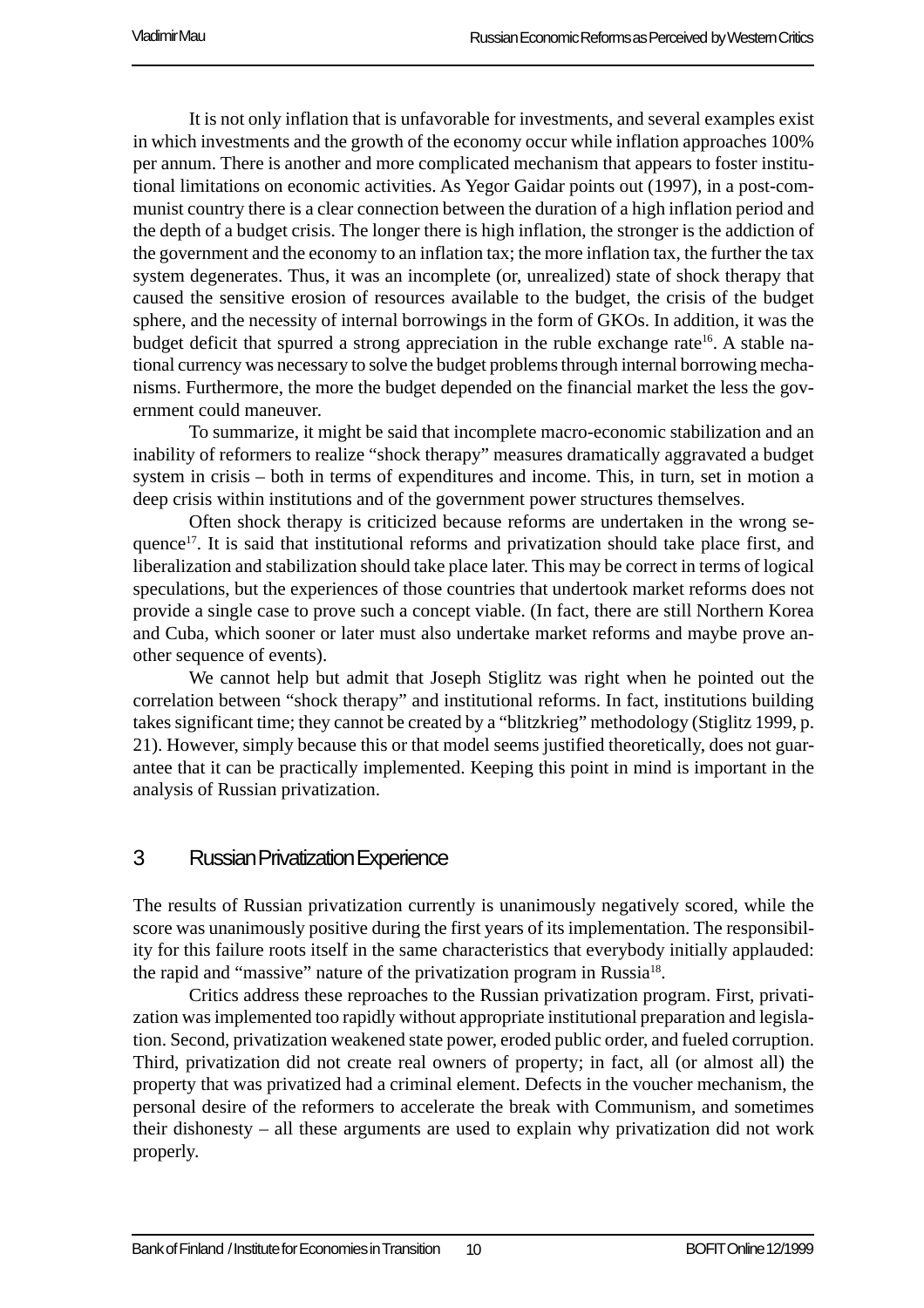It is not only inflation that is unfavorable for investments, and several examples exist in which investments and the growth of the economy occur while inflation approaches 100% per annum. There is another and more complicated mechanism that appears to foster institutional limitations on economic activities. As Yegor Gaidar points out (1997), in a post-communist country there is a clear connection between the duration of a high inflation period and the depth of a budget crisis. The longer there is high inflation, the stronger is the addiction of the government and the economy to an inflation tax; the more inflation tax, the further the tax system degenerates. Thus, it was an incomplete (or, unrealized) state of shock therapy that caused the sensitive erosion of resources available to the budget, the crisis of the budget sphere, and the necessity of internal borrowings in the form of GKOs. In addition, it was the budget deficit that spurred a strong appreciation in the ruble exchange rate[16]. A stable national currency was necessary to solve the budget problems through internal borrowing mechanisms. Furthermore, the more the budget depended on the financial market the less the government could maneuver.

To summarize, it might be said that incomplete macro-economic stabilization and an inability of reformers to realize "shock therapy" measures dramatically aggravated a budget system in crisis – both in terms of expenditures and income. This, in turn, set in motion a deep crisis within institutions and of the government power structures themselves.

Often shock therapy is criticized because reforms are undertaken in the wrong sequence[17]. It is said that institutional reforms and privatization should take place first, and liberalization and stabilization should take place later. This may be correct in terms of logical speculations, but the experiences of those countries that undertook market reforms does not provide a single case to prove such a concept viable. (In fact, there are still Northern Korea and Cuba, which sooner or later must also undertake market reforms and maybe prove another sequence of events).

We cannot help but admit that Joseph Stiglitz was right when he pointed out the correlation between "shock therapy" and institutional reforms. In fact, institutions building takes significant time; they cannot be created by a "blitzkrieg" methodology (Stiglitz 1999, p. 21). However, simply because this or that model seems justified theoretically, does not guarantee that it can be practically implemented. Keeping this point in mind is important in the analysis of Russian privatization.

## 3 Russian Privatization Experience

The results of Russian privatization currently is unanimously negatively scored, while the score was unanimously positive during the first years of its implementation. The responsibility for this failure roots itself in the same characteristics that everybody initially applauded: the rapid and "massive" nature of the privatization program in Russia[18].

Critics address these reproaches to the Russian privatization program. First, privatization was implemented too rapidly without appropriate institutional preparation and legislation. Second, privatization weakened state power, eroded public order, and fueled corruption. Third, privatization did not create real owners of property; in fact, all (or almost all) the property that was privatized had a criminal element. Defects in the voucher mechanism, the personal desire of the reformers to accelerate the break with Communism, and sometimes their dishonesty – all these arguments are used to explain why privatization did not work properly.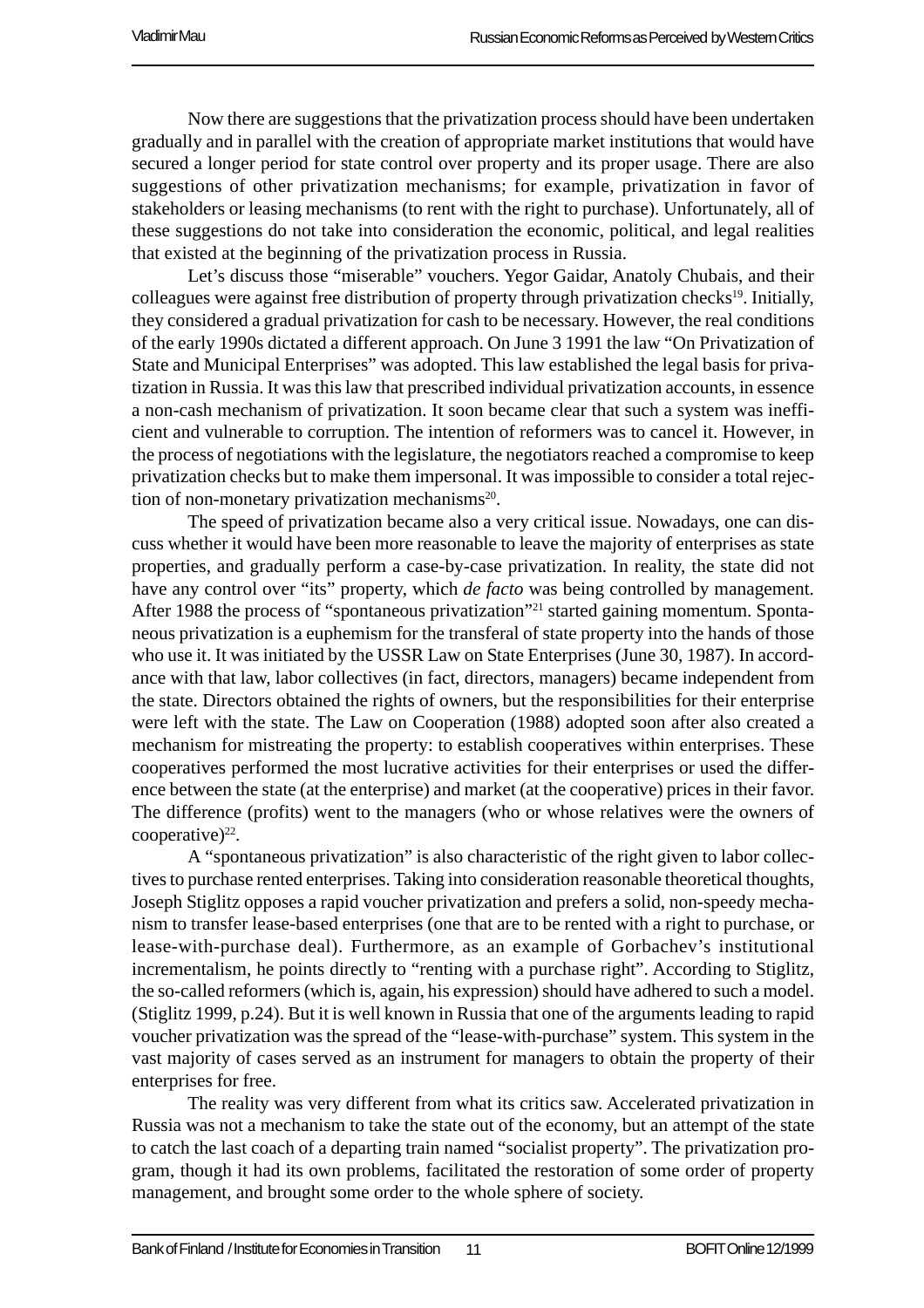Now there are suggestions that the privatization process should have been undertaken gradually and in parallel with the creation of appropriate market institutions that would have secured a longer period for state control over property and its proper usage. There are also suggestions of other privatization mechanisms; for example, privatization in favor of stakeholders or leasing mechanisms (to rent with the right to purchase). Unfortunately, all of these suggestions do not take into consideration the economic, political, and legal realities that existed at the beginning of the privatization process in Russia.

Let's discuss those "miserable" vouchers. Yegor Gaidar, Anatoly Chubais, and their colleagues were against free distribution of property through privatization checks[19]. Initially, they considered a gradual privatization for cash to be necessary. However, the real conditions of the early 1990s dictated a different approach. On June 3 1991 the law "On Privatization of State and Municipal Enterprises" was adopted. This law established the legal basis for privatization in Russia. It was this law that prescribed individual privatization accounts, in essence a non-cash mechanism of privatization. It soon became clear that such a system was inefficient and vulnerable to corruption. The intention of reformers was to cancel it. However, in the process of negotiations with the legislature, the negotiators reached a compromise to keep privatization checks but to make them impersonal. It was impossible to consider a total rejection of non-monetary privatization mechanisms[20].

The speed of privatization became also a very critical issue. Nowadays, one can discuss whether it would have been more reasonable to leave the majority of enterprises as state properties, and gradually perform a case-by-case privatization. In reality, the state did not have any control over "its" property, which *de facto* was being controlled by management. After 1988 the process of "spontaneous privatization"[21] started gaining momentum. Spontaneous privatization is a euphemism for the transferal of state property into the hands of those who use it. It was initiated by the USSR Law on State Enterprises (June 30, 1987). In accordance with that law, labor collectives (in fact, directors, managers) became independent from the state. Directors obtained the rights of owners, but the responsibilities for their enterprise were left with the state. The Law on Cooperation (1988) adopted soon after also created a mechanism for mistreating the property: to establish cooperatives within enterprises. These cooperatives performed the most lucrative activities for their enterprises or used the difference between the state (at the enterprise) and market (at the cooperative) prices in their favor. The difference (profits) went to the managers (who or whose relatives were the owners of cooperative)[22].

A "spontaneous privatization" is also characteristic of the right given to labor collectives to purchase rented enterprises. Taking into consideration reasonable theoretical thoughts, Joseph Stiglitz opposes a rapid voucher privatization and prefers a solid, non-speedy mechanism to transfer lease-based enterprises (one that are to be rented with a right to purchase, or lease-with-purchase deal). Furthermore, as an example of Gorbachev's institutional incrementalism, he points directly to "renting with a purchase right". According to Stiglitz, the so-called reformers (which is, again, his expression) should have adhered to such a model. (Stiglitz 1999, p.24). But it is well known in Russia that one of the arguments leading to rapid voucher privatization was the spread of the "lease-with-purchase" system. This system in the vast majority of cases served as an instrument for managers to obtain the property of their enterprises for free.

The reality was very different from what its critics saw. Accelerated privatization in Russia was not a mechanism to take the state out of the economy, but an attempt of the state to catch the last coach of a departing train named "socialist property". The privatization program, though it had its own problems, facilitated the restoration of some order of property management, and brought some order to the whole sphere of society.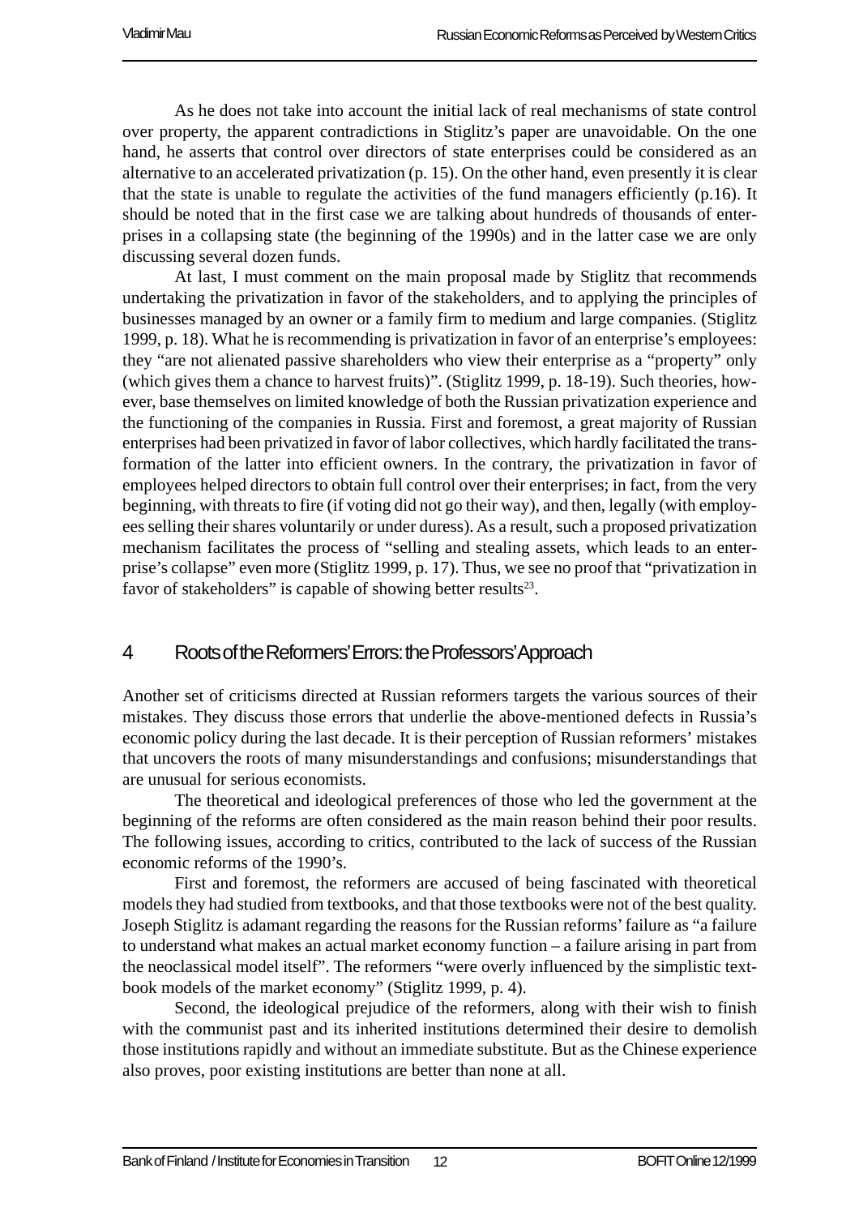As he does not take into account the initial lack of real mechanisms of state control over property, the apparent contradictions in Stiglitz's paper are unavoidable. On the one hand, he asserts that control over directors of state enterprises could be considered as an alternative to an accelerated privatization (p. 15). On the other hand, even presently it is clear that the state is unable to regulate the activities of the fund managers efficiently (p.16). It should be noted that in the first case we are talking about hundreds of thousands of enterprises in a collapsing state (the beginning of the 1990s) and in the latter case we are only discussing several dozen funds.

At last, I must comment on the main proposal made by Stiglitz that recommends undertaking the privatization in favor of the stakeholders, and to applying the principles of businesses managed by an owner or a family firm to medium and large companies. (Stiglitz 1999, p. 18). What he is recommending is privatization in favor of an enterprise's employees: they "are not alienated passive shareholders who view their enterprise as a "property" only (which gives them a chance to harvest fruits)". (Stiglitz 1999, p. 18-19). Such theories, however, base themselves on limited knowledge of both the Russian privatization experience and the functioning of the companies in Russia. First and foremost, a great majority of Russian enterprises had been privatized in favor of labor collectives, which hardly facilitated the transformation of the latter into efficient owners. In the contrary, the privatization in favor of employees helped directors to obtain full control over their enterprises; in fact, from the very beginning, with threats to fire (if voting did not go their way), and then, legally (with employees selling their shares voluntarily or under duress). As a result, such a proposed privatization mechanism facilitates the process of "selling and stealing assets, which leads to an enterprise's collapse" even more (Stiglitz 1999, p. 17). Thus, we see no proof that "privatization in favor of stakeholders" is capable of showing better results[23].

## 4 Roots of the Reformers' Errors: the Professors' Approach

Another set of criticisms directed at Russian reformers targets the various sources of their mistakes. They discuss those errors that underlie the above-mentioned defects in Russia's economic policy during the last decade. It is their perception of Russian reformers' mistakes that uncovers the roots of many misunderstandings and confusions; misunderstandings that are unusual for serious economists.

The theoretical and ideological preferences of those who led the government at the beginning of the reforms are often considered as the main reason behind their poor results. The following issues, according to critics, contributed to the lack of success of the Russian economic reforms of the 1990's.

First and foremost, the reformers are accused of being fascinated with theoretical models they had studied from textbooks, and that those textbooks were not of the best quality. Joseph Stiglitz is adamant regarding the reasons for the Russian reforms' failure as "a failure to understand what makes an actual market economy function – a failure arising in part from the neoclassical model itself". The reformers "were overly influenced by the simplistic textbook models of the market economy" (Stiglitz 1999, p. 4).

Second, the ideological prejudice of the reformers, along with their wish to finish with the communist past and its inherited institutions determined their desire to demolish those institutions rapidly and without an immediate substitute. But as the Chinese experience also proves, poor existing institutions are better than none at all.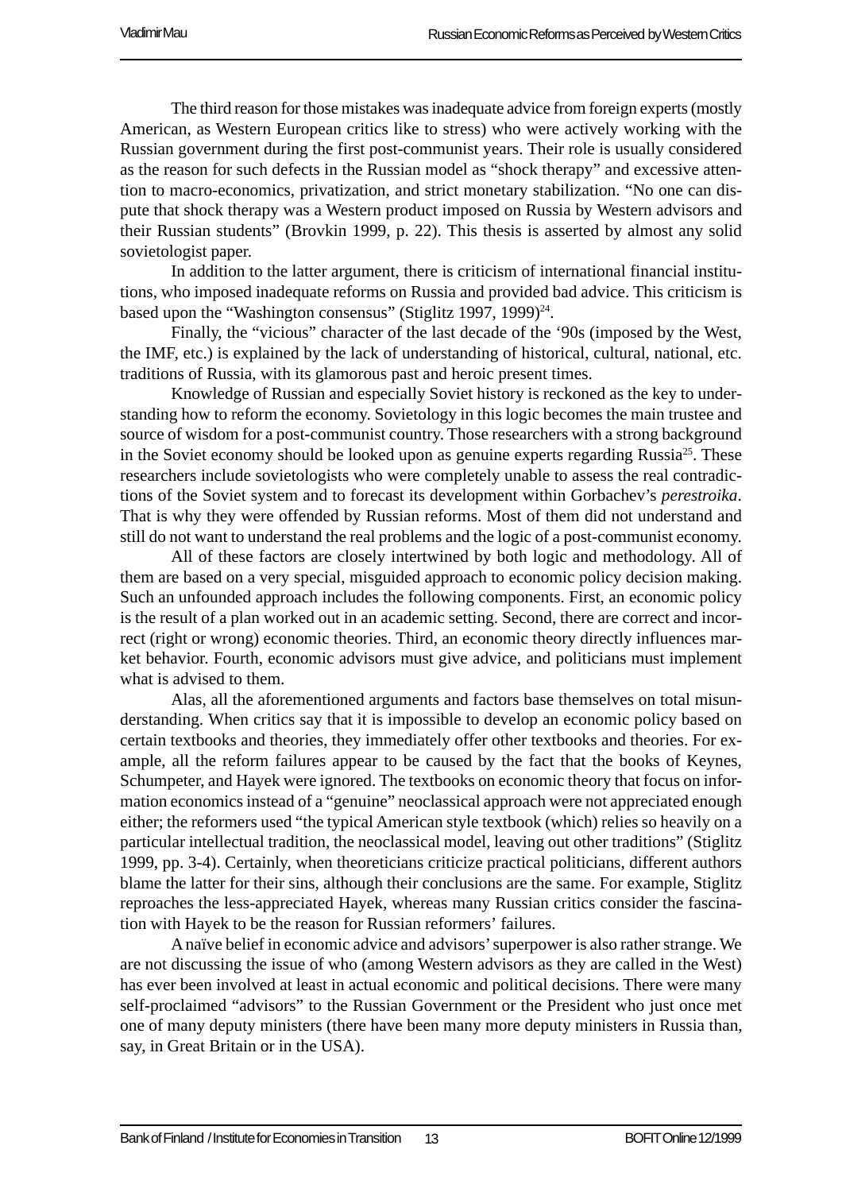The third reason for those mistakes was inadequate advice from foreign experts (mostly American, as Western European critics like to stress) who were actively working with the Russian government during the first post-communist years. Their role is usually considered as the reason for such defects in the Russian model as "shock therapy" and excessive attention to macro-economics, privatization, and strict monetary stabilization. "No one can dispute that shock therapy was a Western product imposed on Russia by Western advisors and their Russian students" (Brovkin 1999, p. 22). This thesis is asserted by almost any solid sovietologist paper.

In addition to the latter argument, there is criticism of international financial institutions, who imposed inadequate reforms on Russia and provided bad advice. This criticism is based upon the "Washington consensus" (Stiglitz 1997, 1999)[24].

Finally, the "vicious" character of the last decade of the '90s (imposed by the West, the IMF, etc.) is explained by the lack of understanding of historical, cultural, national, etc. traditions of Russia, with its glamorous past and heroic present times.

Knowledge of Russian and especially Soviet history is reckoned as the key to understanding how to reform the economy. Sovietology in this logic becomes the main trustee and source of wisdom for a post-communist country. Those researchers with a strong background in the Soviet economy should be looked upon as genuine experts regarding Russia[25]. These researchers include sovietologists who were completely unable to assess the real contradictions of the Soviet system and to forecast its development within Gorbachev's *perestroika*. That is why they were offended by Russian reforms. Most of them did not understand and still do not want to understand the real problems and the logic of a post-communist economy.

All of these factors are closely intertwined by both logic and methodology. All of them are based on a very special, misguided approach to economic policy decision making. Such an unfounded approach includes the following components. First, an economic policy is the result of a plan worked out in an academic setting. Second, there are correct and incorrect (right or wrong) economic theories. Third, an economic theory directly influences market behavior. Fourth, economic advisors must give advice, and politicians must implement what is advised to them.

Alas, all the aforementioned arguments and factors base themselves on total misunderstanding. When critics say that it is impossible to develop an economic policy based on certain textbooks and theories, they immediately offer other textbooks and theories. For example, all the reform failures appear to be caused by the fact that the books of Keynes, Schumpeter, and Hayek were ignored. The textbooks on economic theory that focus on information economics instead of a "genuine" neoclassical approach were not appreciated enough either; the reformers used "the typical American style textbook (which) relies so heavily on a particular intellectual tradition, the neoclassical model, leaving out other traditions" (Stiglitz 1999, pp. 3-4). Certainly, when theoreticians criticize practical politicians, different authors blame the latter for their sins, although their conclusions are the same. For example, Stiglitz reproaches the less-appreciated Hayek, whereas many Russian critics consider the fascination with Hayek to be the reason for Russian reformers' failures.

A naïve belief in economic advice and advisors' superpower is also rather strange. We are not discussing the issue of who (among Western advisors as they are called in the West) has ever been involved at least in actual economic and political decisions. There were many self-proclaimed "advisors" to the Russian Government or the President who just once met one of many deputy ministers (there have been many more deputy ministers in Russia than, say, in Great Britain or in the USA).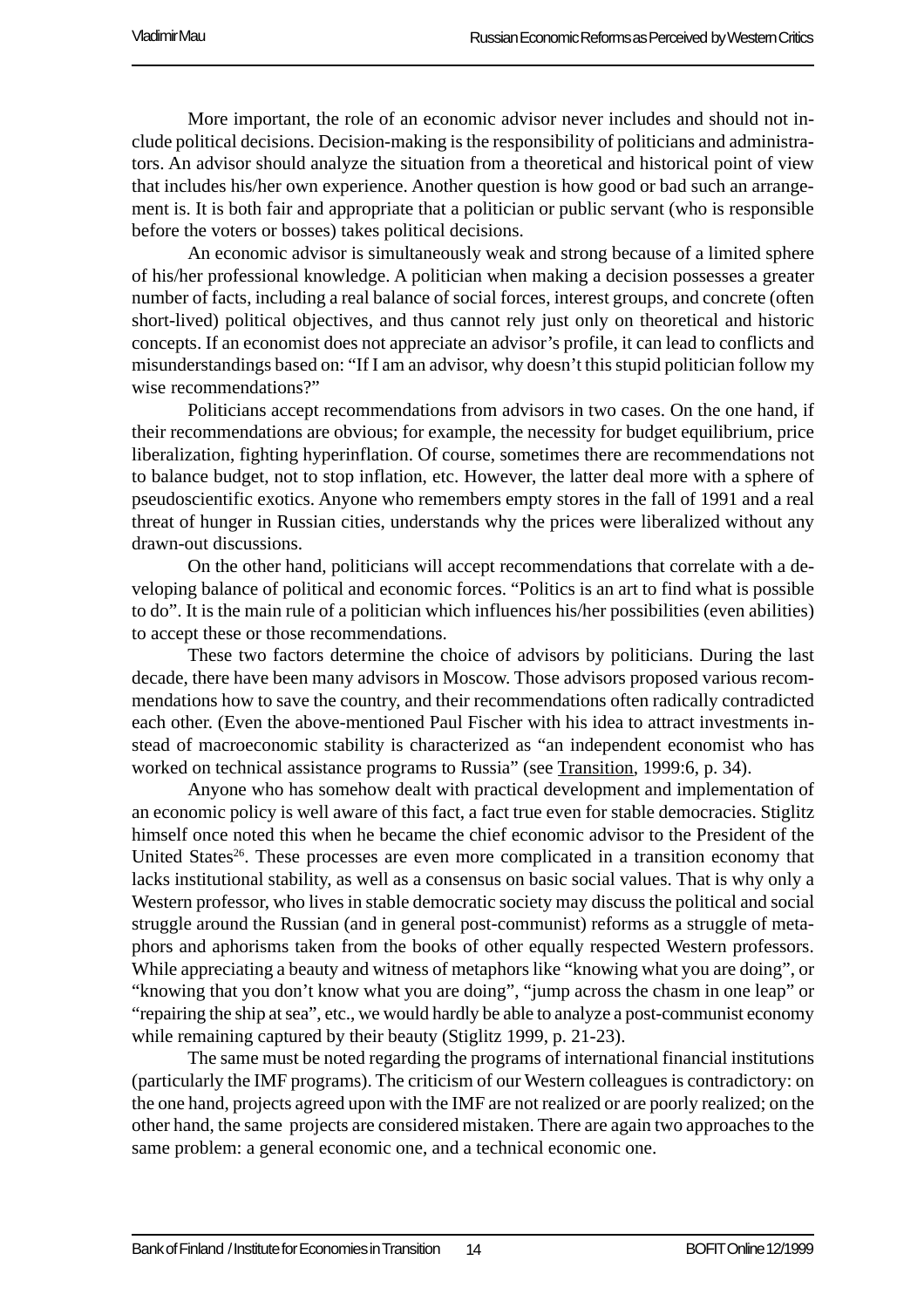More important, the role of an economic advisor never includes and should not include political decisions. Decision-making is the responsibility of politicians and administrators. An advisor should analyze the situation from a theoretical and historical point of view that includes his/her own experience. Another question is how good or bad such an arrangement is. It is both fair and appropriate that a politician or public servant (who is responsible before the voters or bosses) takes political decisions.

An economic advisor is simultaneously weak and strong because of a limited sphere of his/her professional knowledge. A politician when making a decision possesses a greater number of facts, including a real balance of social forces, interest groups, and concrete (often short-lived) political objectives, and thus cannot rely just only on theoretical and historic concepts. If an economist does not appreciate an advisor's profile, it can lead to conflicts and misunderstandings based on: "If I am an advisor, why doesn't this stupid politician follow my wise recommendations?"

Politicians accept recommendations from advisors in two cases. On the one hand, if their recommendations are obvious; for example, the necessity for budget equilibrium, price liberalization, fighting hyperinflation. Of course, sometimes there are recommendations not to balance budget, not to stop inflation, etc. However, the latter deal more with a sphere of pseudoscientific exotics. Anyone who remembers empty stores in the fall of 1991 and a real threat of hunger in Russian cities, understands why the prices were liberalized without any drawn-out discussions.

On the other hand, politicians will accept recommendations that correlate with a developing balance of political and economic forces. "Politics is an art to find what is possible to do". It is the main rule of a politician which influences his/her possibilities (even abilities) to accept these or those recommendations.

These two factors determine the choice of advisors by politicians. During the last decade, there have been many advisors in Moscow. Those advisors proposed various recommendations how to save the country, and their recommendations often radically contradicted each other. (Even the above-mentioned Paul Fischer with his idea to attract investments instead of macroeconomic stability is characterized as "an independent economist who has worked on technical assistance programs to Russia" (see Transition, 1999:6, p. 34).

Anyone who has somehow dealt with practical development and implementation of an economic policy is well aware of this fact, a fact true even for stable democracies. Stiglitz himself once noted this when he became the chief economic advisor to the President of the United States[26]. These processes are even more complicated in a transition economy that lacks institutional stability, as well as a consensus on basic social values. That is why only a Western professor, who lives in stable democratic society may discuss the political and social struggle around the Russian (and in general post-communist) reforms as a struggle of metaphors and aphorisms taken from the books of other equally respected Western professors. While appreciating a beauty and witness of metaphors like "knowing what you are doing", or "knowing that you don't know what you are doing", "jump across the chasm in one leap" or "repairing the ship at sea", etc., we would hardly be able to analyze a post-communist economy while remaining captured by their beauty (Stiglitz 1999, p. 21-23).

The same must be noted regarding the programs of international financial institutions (particularly the IMF programs). The criticism of our Western colleagues is contradictory: on the one hand, projects agreed upon with the IMF are not realized or are poorly realized; on the other hand, the same projects are considered mistaken. There are again two approaches to the same problem: a general economic one, and a technical economic one.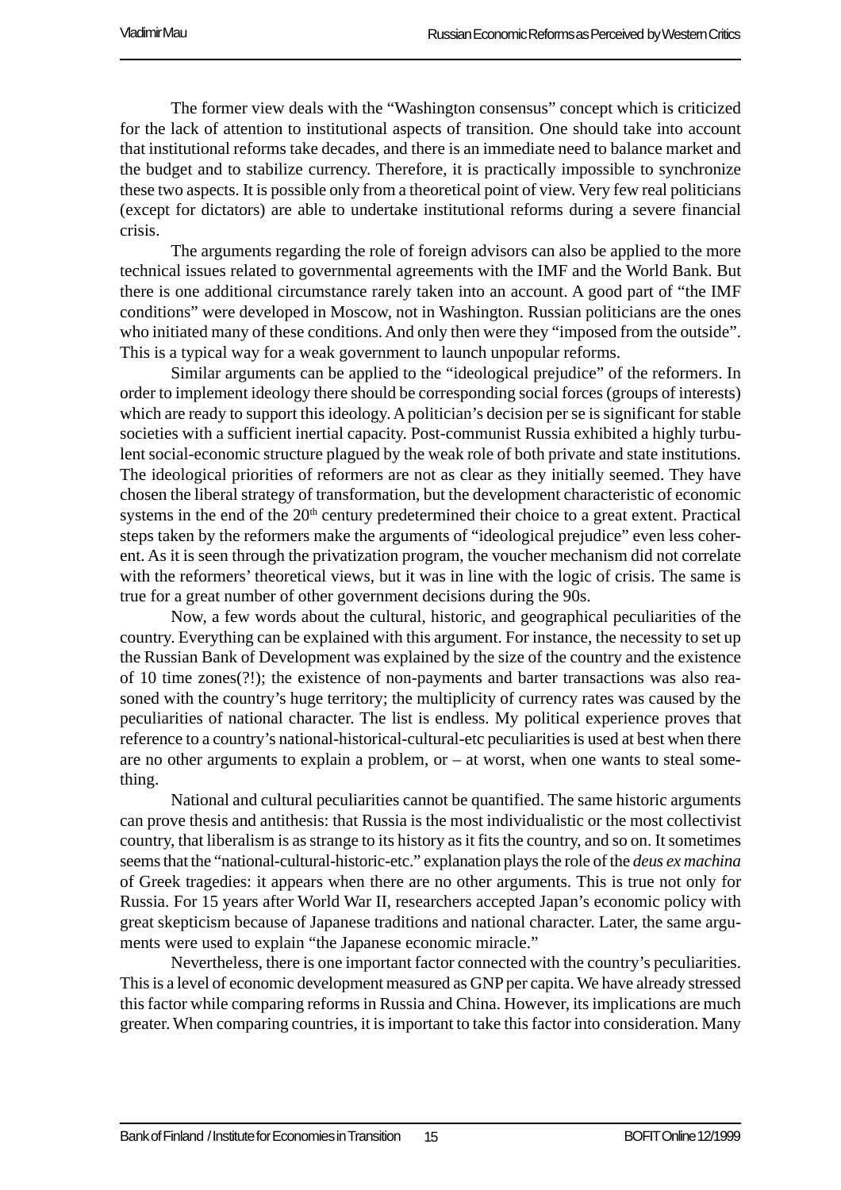The former view deals with the "Washington consensus" concept which is criticized for the lack of attention to institutional aspects of transition. One should take into account that institutional reforms take decades, and there is an immediate need to balance market and the budget and to stabilize currency. Therefore, it is practically impossible to synchronize these two aspects. It is possible only from a theoretical point of view. Very few real politicians (except for dictators) are able to undertake institutional reforms during a severe financial crisis.

The arguments regarding the role of foreign advisors can also be applied to the more technical issues related to governmental agreements with the IMF and the World Bank. But there is one additional circumstance rarely taken into an account. A good part of "the IMF conditions" were developed in Moscow, not in Washington. Russian politicians are the ones who initiated many of these conditions. And only then were they "imposed from the outside". This is a typical way for a weak government to launch unpopular reforms.

Similar arguments can be applied to the "ideological prejudice" of the reformers. In order to implement ideology there should be corresponding social forces (groups of interests) which are ready to support this ideology. A politician's decision per se is significant for stable societies with a sufficient inertial capacity. Post-communist Russia exhibited a highly turbulent social-economic structure plagued by the weak role of both private and state institutions. The ideological priorities of reformers are not as clear as they initially seemed. They have chosen the liberal strategy of transformation, but the development characteristic of economic systems in the end of the 20th century predetermined their choice to a great extent. Practical steps taken by the reformers make the arguments of "ideological prejudice" even less coherent. As it is seen through the privatization program, the voucher mechanism did not correlate with the reformers' theoretical views, but it was in line with the logic of crisis. The same is true for a great number of other government decisions during the 90s.

Now, a few words about the cultural, historic, and geographical peculiarities of the country. Everything can be explained with this argument. For instance, the necessity to set up the Russian Bank of Development was explained by the size of the country and the existence of 10 time zones(?!); the existence of non-payments and barter transactions was also reasoned with the country's huge territory; the multiplicity of currency rates was caused by the peculiarities of national character. The list is endless. My political experience proves that reference to a country's national-historical-cultural-etc peculiarities is used at best when there are no other arguments to explain a problem, or – at worst, when one wants to steal something.

National and cultural peculiarities cannot be quantified. The same historic arguments can prove thesis and antithesis: that Russia is the most individualistic or the most collectivist country, that liberalism is as strange to its history as it fits the country, and so on. It sometimes seems that the "national-cultural-historic-etc." explanation plays the role of the *deus ex machina* of Greek tragedies: it appears when there are no other arguments. This is true not only for Russia. For 15 years after World War II, researchers accepted Japan's economic policy with great skepticism because of Japanese traditions and national character. Later, the same arguments were used to explain "the Japanese economic miracle."

Nevertheless, there is one important factor connected with the country's peculiarities. This is a level of economic development measured as GNP per capita. We have already stressed this factor while comparing reforms in Russia and China. However, its implications are much greater. When comparing countries, it is important to take this factor into consideration. Many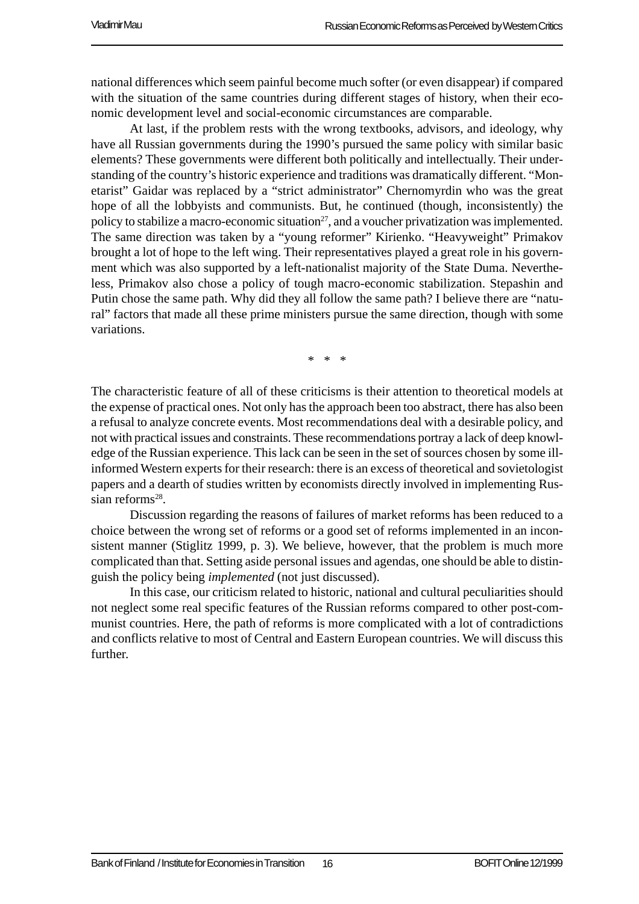national differences which seem painful become much softer (or even disappear) if compared with the situation of the same countries during different stages of history, when their economic development level and social-economic circumstances are comparable.

At last, if the problem rests with the wrong textbooks, advisors, and ideology, why have all Russian governments during the 1990's pursued the same policy with similar basic elements? These governments were different both politically and intellectually. Their understanding of the country's historic experience and traditions was dramatically different. "Monetarist" Gaidar was replaced by a "strict administrator" Chernomyrdin who was the great hope of all the lobbyists and communists. But, he continued (though, inconsistently) the policy to stabilize a macro-economic situation[27], and a voucher privatization was implemented. The same direction was taken by a "young reformer" Kirienko. "Heavyweight" Primakov brought a lot of hope to the left wing. Their representatives played a great role in his government which was also supported by a left-nationalist majority of the State Duma. Nevertheless, Primakov also chose a policy of tough macro-economic stabilization. Stepashin and Putin chose the same path. Why did they all follow the same path? I believe there are "natural" factors that made all these prime ministers pursue the same direction, though with some variations.

\* \* \*

The characteristic feature of all of these criticisms is their attention to theoretical models at the expense of practical ones. Not only has the approach been too abstract, there has also been a refusal to analyze concrete events. Most recommendations deal with a desirable policy, and not with practical issues and constraints. These recommendations portray a lack of deep knowledge of the Russian experience. This lack can be seen in the set of sources chosen by some ill-informed Western experts for their research: there is an excess of theoretical and sovietologist papers and a dearth of studies written by economists directly involved in implementing Russian reforms[28].

Discussion regarding the reasons of failures of market reforms has been reduced to a choice between the wrong set of reforms or a good set of reforms implemented in an inconsistent manner (Stiglitz 1999, p. 3). We believe, however, that the problem is much more complicated than that. Setting aside personal issues and agendas, one should be able to distinguish the policy being *implemented* (not just discussed).

In this case, our criticism related to historic, national and cultural peculiarities should not neglect some real specific features of the Russian reforms compared to other post-communist countries. Here, the path of reforms is more complicated with a lot of contradictions and conflicts relative to most of Central and Eastern European countries. We will discuss this further.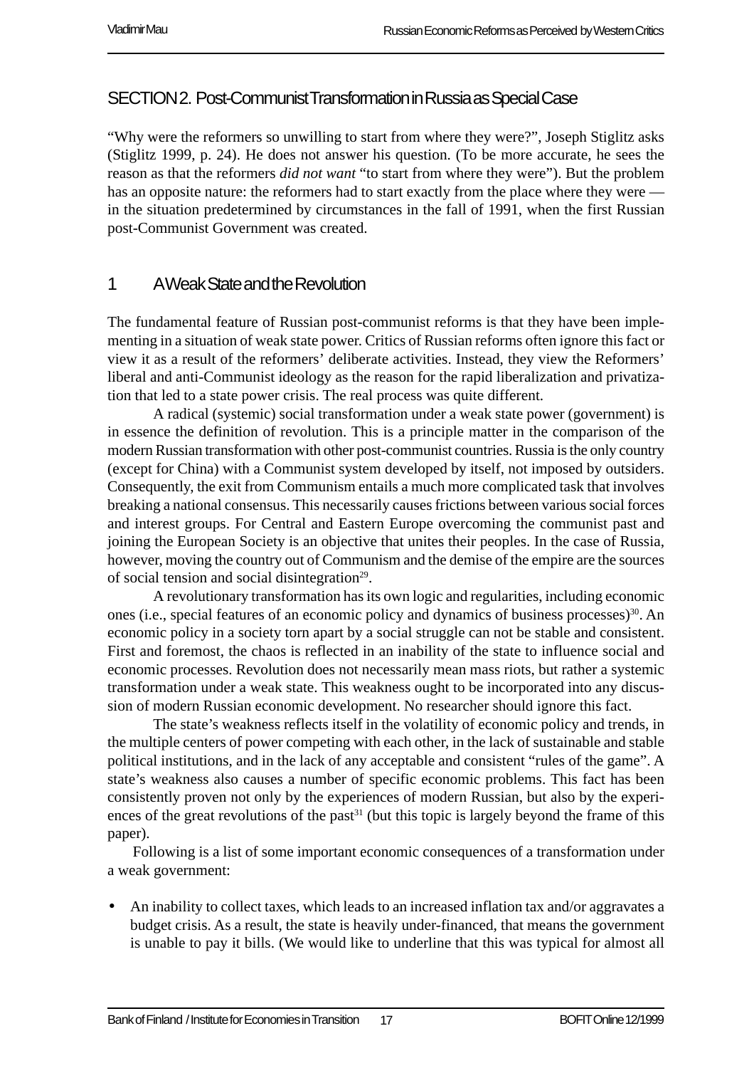## SECTION 2. Post-Communist Transformation in Russia as Special Case

"Why were the reformers so unwilling to start from where they were?", Joseph Stiglitz asks (Stiglitz 1999, p. 24). He does not answer his question. (To be more accurate, he sees the reason as that the reformers *did not want* "to start from where they were"). But the problem has an opposite nature: the reformers had to start exactly from the place where they were — in the situation predetermined by circumstances in the fall of 1991, when the first Russian post-Communist Government was created.

### 1 A Weak State and the Revolution

The fundamental feature of Russian post-communist reforms is that they have been implementing in a situation of weak state power. Critics of Russian reforms often ignore this fact or view it as a result of the reformers' deliberate activities. Instead, they view the Reformers' liberal and anti-Communist ideology as the reason for the rapid liberalization and privatization that led to a state power crisis. The real process was quite different.

A radical (systemic) social transformation under a weak state power (government) is in essence the definition of revolution. This is a principle matter in the comparison of the modern Russian transformation with other post-communist countries. Russia is the only country (except for China) with a Communist system developed by itself, not imposed by outsiders. Consequently, the exit from Communism entails a much more complicated task that involves breaking a national consensus. This necessarily causes frictions between various social forces and interest groups. For Central and Eastern Europe overcoming the communist past and joining the European Society is an objective that unites their peoples. In the case of Russia, however, moving the country out of Communism and the demise of the empire are the sources of social tension and social disintegration[29].

A revolutionary transformation has its own logic and regularities, including economic ones (i.e., special features of an economic policy and dynamics of business processes)[30]. An economic policy in a society torn apart by a social struggle can not be stable and consistent. First and foremost, the chaos is reflected in an inability of the state to influence social and economic processes. Revolution does not necessarily mean mass riots, but rather a systemic transformation under a weak state. This weakness ought to be incorporated into any discussion of modern Russian economic development. No researcher should ignore this fact.

The state's weakness reflects itself in the volatility of economic policy and trends, in the multiple centers of power competing with each other, in the lack of sustainable and stable political institutions, and in the lack of any acceptable and consistent "rules of the game". A state's weakness also causes a number of specific economic problems. This fact has been consistently proven not only by the experiences of modern Russian, but also by the experiences of the great revolutions of the past[31] (but this topic is largely beyond the frame of this paper).

Following is a list of some important economic consequences of a transformation under a weak government:

- An inability to collect taxes, which leads to an increased inflation tax and/or aggravates a budget crisis. As a result, the state is heavily under-financed, that means the government is unable to pay it bills. (We would like to underline that this was typical for almost all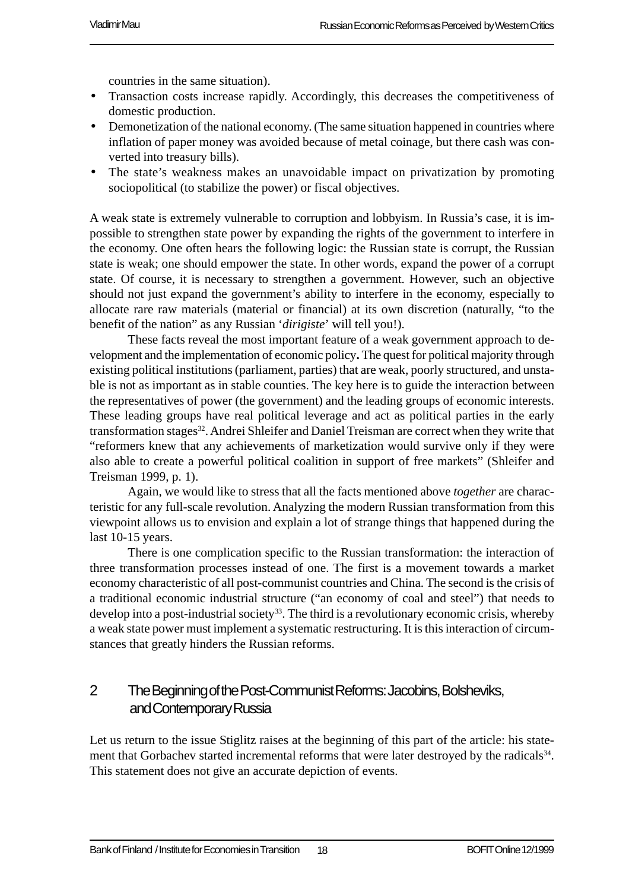countries in the same situation).

- Transaction costs increase rapidly. Accordingly, this decreases the competitiveness of domestic production.
- Demonetization of the national economy. (The same situation happened in countries where inflation of paper money was avoided because of metal coinage, but there cash was converted into treasury bills).
- The state's weakness makes an unavoidable impact on privatization by promoting sociopolitical (to stabilize the power) or fiscal objectives.

A weak state is extremely vulnerable to corruption and lobbyism. In Russia's case, it is impossible to strengthen state power by expanding the rights of the government to interfere in the economy. One often hears the following logic: the Russian state is corrupt, the Russian state is weak; one should empower the state. In other words, expand the power of a corrupt state. Of course, it is necessary to strengthen a government. However, such an objective should not just expand the government's ability to interfere in the economy, especially to allocate rare raw materials (material or financial) at its own discretion (naturally, "to the benefit of the nation" as any Russian '*dirigiste*' will tell you!).

These facts reveal the most important feature of a weak government approach to development and the implementation of economic policy**.** The quest for political majority through existing political institutions (parliament, parties) that are weak, poorly structured, and unstable is not as important as in stable counties. The key here is to guide the interaction between the representatives of power (the government) and the leading groups of economic interests. These leading groups have real political leverage and act as political parties in the early transformation stages[32]. Andrei Shleifer and Daniel Treisman are correct when they write that "reformers knew that any achievements of marketization would survive only if they were also able to create a powerful political coalition in support of free markets" (Shleifer and Treisman 1999, p. 1).

Again, we would like to stress that all the facts mentioned above *together* are characteristic for any full-scale revolution. Analyzing the modern Russian transformation from this viewpoint allows us to envision and explain a lot of strange things that happened during the last 10-15 years.

There is one complication specific to the Russian transformation: the interaction of three transformation processes instead of one. The first is a movement towards a market economy characteristic of all post-communist countries and China. The second is the crisis of a traditional economic industrial structure ("an economy of coal and steel") that needs to develop into a post-industrial society[33]. The third is a revolutionary economic crisis, whereby a weak state power must implement a systematic restructuring. It is this interaction of circumstances that greatly hinders the Russian reforms.

## 2 The Beginning of the Post-Communist Reforms: Jacobins, Bolsheviks, and Contemporary Russia

Let us return to the issue Stiglitz raises at the beginning of this part of the article: his statement that Gorbachev started incremental reforms that were later destroyed by the radicals[34]. This statement does not give an accurate depiction of events.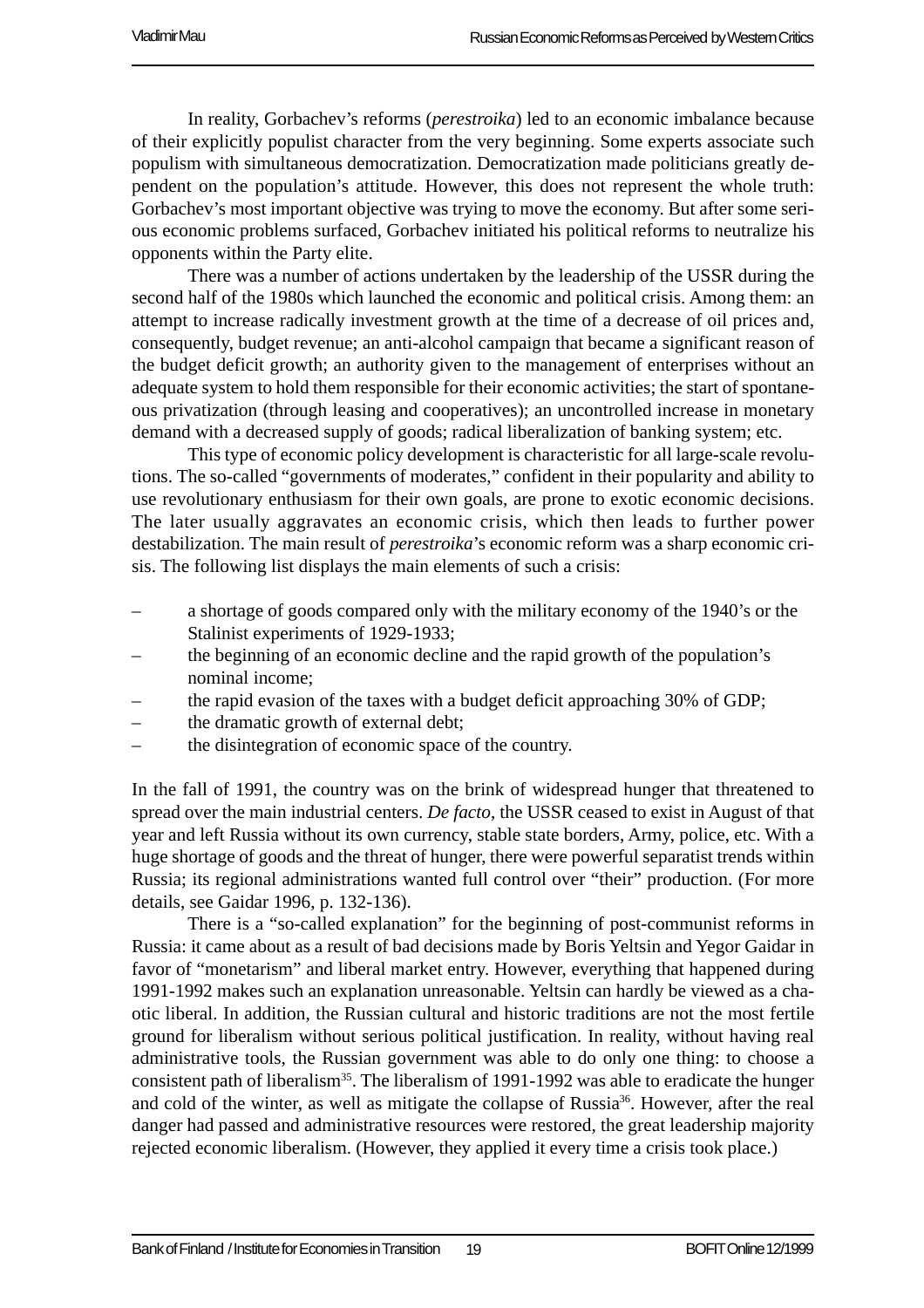In reality, Gorbachev's reforms (*perestroika*) led to an economic imbalance because of their explicitly populist character from the very beginning. Some experts associate such populism with simultaneous democratization. Democratization made politicians greatly dependent on the population's attitude. However, this does not represent the whole truth: Gorbachev's most important objective was trying to move the economy. But after some serious economic problems surfaced, Gorbachev initiated his political reforms to neutralize his opponents within the Party elite.

There was a number of actions undertaken by the leadership of the USSR during the second half of the 1980s which launched the economic and political crisis. Among them: an attempt to increase radically investment growth at the time of a decrease of oil prices and, consequently, budget revenue; an anti-alcohol campaign that became a significant reason of the budget deficit growth; an authority given to the management of enterprises without an adequate system to hold them responsible for their economic activities; the start of spontaneous privatization (through leasing and cooperatives); an uncontrolled increase in monetary demand with a decreased supply of goods; radical liberalization of banking system; etc.

This type of economic policy development is characteristic for all large-scale revolutions. The so-called "governments of moderates," confident in their popularity and ability to use revolutionary enthusiasm for their own goals, are prone to exotic economic decisions. The later usually aggravates an economic crisis, which then leads to further power destabilization. The main result of *perestroika*'s economic reform was a sharp economic crisis. The following list displays the main elements of such a crisis:

- a shortage of goods compared only with the military economy of the 1940's or the Stalinist experiments of 1929-1933;
- the beginning of an economic decline and the rapid growth of the population's nominal income;
- the rapid evasion of the taxes with a budget deficit approaching 30% of GDP;
- the dramatic growth of external debt;
- the disintegration of economic space of the country.

In the fall of 1991, the country was on the brink of widespread hunger that threatened to spread over the main industrial centers. *De facto*, the USSR ceased to exist in August of that year and left Russia without its own currency, stable state borders, Army, police, etc. With a huge shortage of goods and the threat of hunger, there were powerful separatist trends within Russia; its regional administrations wanted full control over "their" production. (For more details, see Gaidar 1996, p. 132-136).

There is a "so-called explanation" for the beginning of post-communist reforms in Russia: it came about as a result of bad decisions made by Boris Yeltsin and Yegor Gaidar in favor of "monetarism" and liberal market entry. However, everything that happened during 1991-1992 makes such an explanation unreasonable. Yeltsin can hardly be viewed as a chaotic liberal. In addition, the Russian cultural and historic traditions are not the most fertile ground for liberalism without serious political justification. In reality, without having real administrative tools, the Russian government was able to do only one thing: to choose a consistent path of liberalism[35]. The liberalism of 1991-1992 was able to eradicate the hunger and cold of the winter, as well as mitigate the collapse of Russia[36]. However, after the real danger had passed and administrative resources were restored, the great leadership majority rejected economic liberalism. (However, they applied it every time a crisis took place.)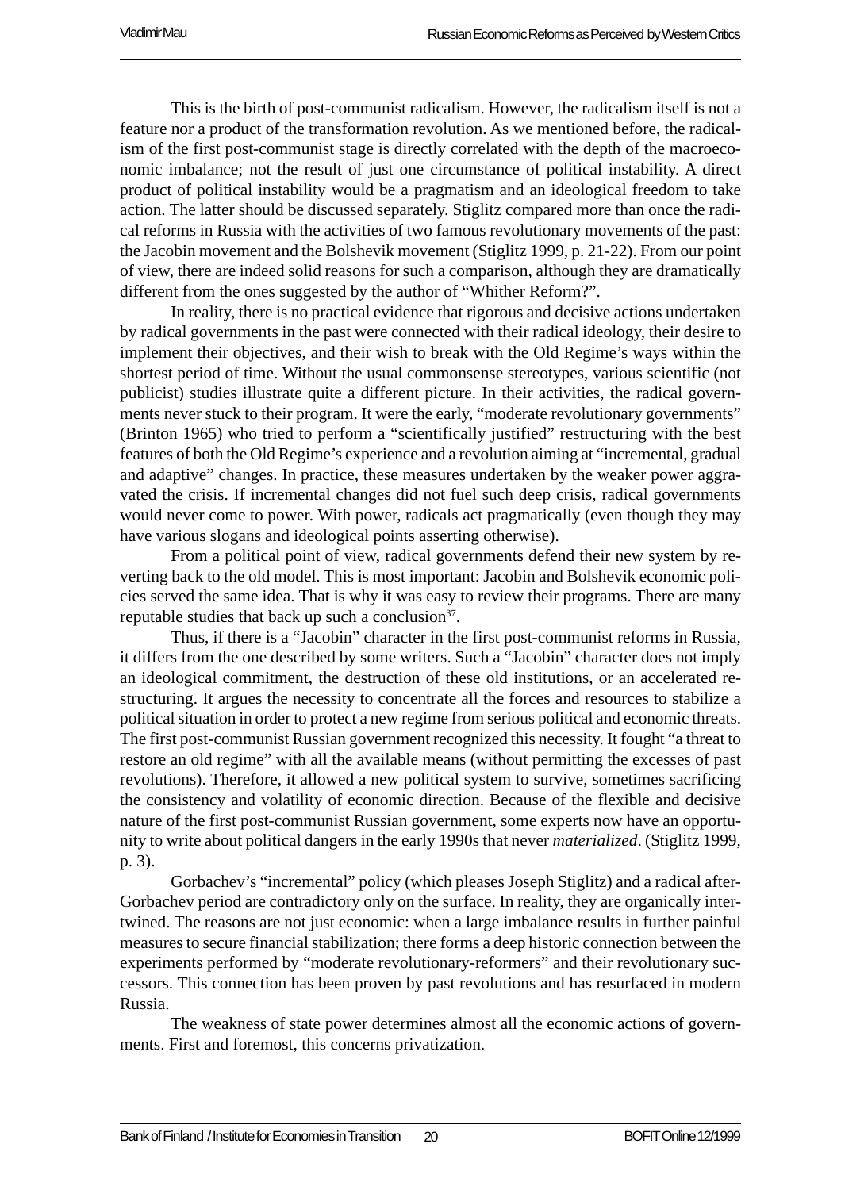This is the birth of post-communist radicalism. However, the radicalism itself is not a feature nor a product of the transformation revolution. As we mentioned before, the radicalism of the first post-communist stage is directly correlated with the depth of the macroeconomic imbalance; not the result of just one circumstance of political instability. A direct product of political instability would be a pragmatism and an ideological freedom to take action. The latter should be discussed separately. Stiglitz compared more than once the radical reforms in Russia with the activities of two famous revolutionary movements of the past: the Jacobin movement and the Bolshevik movement (Stiglitz 1999, p. 21-22). From our point of view, there are indeed solid reasons for such a comparison, although they are dramatically different from the ones suggested by the author of "Whither Reform?".

In reality, there is no practical evidence that rigorous and decisive actions undertaken by radical governments in the past were connected with their radical ideology, their desire to implement their objectives, and their wish to break with the Old Regime's ways within the shortest period of time. Without the usual commonsense stereotypes, various scientific (not publicist) studies illustrate quite a different picture. In their activities, the radical governments never stuck to their program. It were the early, "moderate revolutionary governments" (Brinton 1965) who tried to perform a "scientifically justified" restructuring with the best features of both the Old Regime's experience and a revolution aiming at "incremental, gradual and adaptive" changes. In practice, these measures undertaken by the weaker power aggravated the crisis. If incremental changes did not fuel such deep crisis, radical governments would never come to power. With power, radicals act pragmatically (even though they may have various slogans and ideological points asserting otherwise).

From a political point of view, radical governments defend their new system by reverting back to the old model. This is most important: Jacobin and Bolshevik economic policies served the same idea. That is why it was easy to review their programs. There are many reputable studies that back up such a conclusion[37].

Thus, if there is a "Jacobin" character in the first post-communist reforms in Russia, it differs from the one described by some writers. Such a "Jacobin" character does not imply an ideological commitment, the destruction of these old institutions, or an accelerated restructuring. It argues the necessity to concentrate all the forces and resources to stabilize a political situation in order to protect a new regime from serious political and economic threats. The first post-communist Russian government recognized this necessity. It fought "a threat to restore an old regime" with all the available means (without permitting the excesses of past revolutions). Therefore, it allowed a new political system to survive, sometimes sacrificing the consistency and volatility of economic direction. Because of the flexible and decisive nature of the first post-communist Russian government, some experts now have an opportunity to write about political dangers in the early 1990s that never *materialized*. (Stiglitz 1999, p. 3).

Gorbachev's "incremental" policy (which pleases Joseph Stiglitz) and a radical after-Gorbachev period are contradictory only on the surface. In reality, they are organically intertwined. The reasons are not just economic: when a large imbalance results in further painful measures to secure financial stabilization; there forms a deep historic connection between the experiments performed by "moderate revolutionary-reformers" and their revolutionary successors. This connection has been proven by past revolutions and has resurfaced in modern Russia.

The weakness of state power determines almost all the economic actions of governments. First and foremost, this concerns privatization.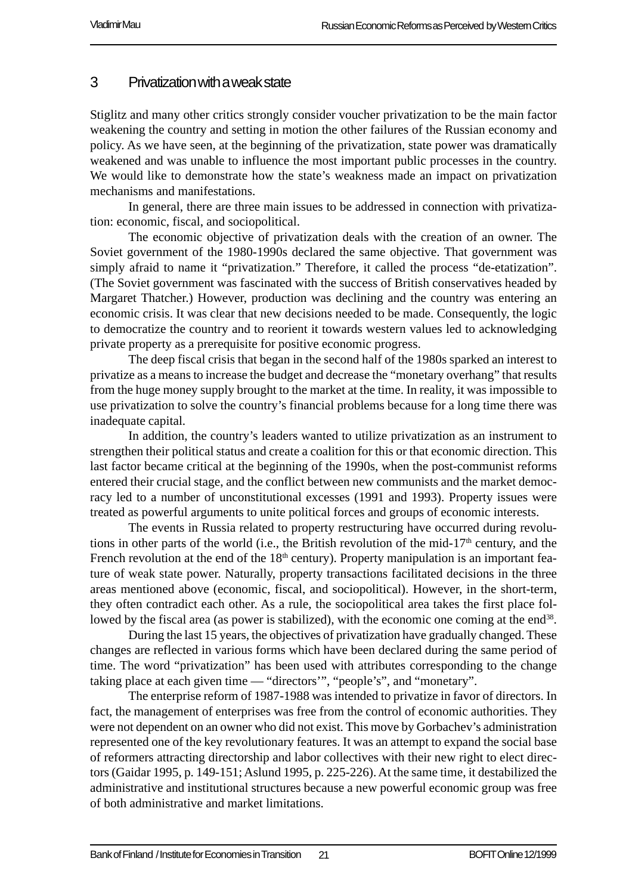## 3 Privatization with a weak state

Stiglitz and many other critics strongly consider voucher privatization to be the main factor weakening the country and setting in motion the other failures of the Russian economy and policy. As we have seen, at the beginning of the privatization, state power was dramatically weakened and was unable to influence the most important public processes in the country. We would like to demonstrate how the state's weakness made an impact on privatization mechanisms and manifestations.

In general, there are three main issues to be addressed in connection with privatization: economic, fiscal, and sociopolitical.

The economic objective of privatization deals with the creation of an owner. The Soviet government of the 1980-1990s declared the same objective. That government was simply afraid to name it "privatization." Therefore, it called the process "de-etatization". (The Soviet government was fascinated with the success of British conservatives headed by Margaret Thatcher.) However, production was declining and the country was entering an economic crisis. It was clear that new decisions needed to be made. Consequently, the logic to democratize the country and to reorient it towards western values led to acknowledging private property as a prerequisite for positive economic progress.

The deep fiscal crisis that began in the second half of the 1980s sparked an interest to privatize as a means to increase the budget and decrease the "monetary overhang" that results from the huge money supply brought to the market at the time. In reality, it was impossible to use privatization to solve the country's financial problems because for a long time there was inadequate capital.

In addition, the country's leaders wanted to utilize privatization as an instrument to strengthen their political status and create a coalition for this or that economic direction. This last factor became critical at the beginning of the 1990s, when the post-communist reforms entered their crucial stage, and the conflict between new communists and the market democracy led to a number of unconstitutional excesses (1991 and 1993). Property issues were treated as powerful arguments to unite political forces and groups of economic interests.

The events in Russia related to property restructuring have occurred during revolutions in other parts of the world (i.e., the British revolution of the mid-17th century, and the French revolution at the end of the 18th century). Property manipulation is an important feature of weak state power. Naturally, property transactions facilitated decisions in the three areas mentioned above (economic, fiscal, and sociopolitical). However, in the short-term, they often contradict each other. As a rule, the sociopolitical area takes the first place followed by the fiscal area (as power is stabilized), with the economic one coming at the end[38].

During the last 15 years, the objectives of privatization have gradually changed. These changes are reflected in various forms which have been declared during the same period of time. The word "privatization" has been used with attributes corresponding to the change taking place at each given time — "directors'", "people's", and "monetary".

The enterprise reform of 1987-1988 was intended to privatize in favor of directors. In fact, the management of enterprises was free from the control of economic authorities. They were not dependent on an owner who did not exist. This move by Gorbachev's administration represented one of the key revolutionary features. It was an attempt to expand the social base of reformers attracting directorship and labor collectives with their new right to elect directors (Gaidar 1995, p. 149-151; Aslund 1995, p. 225-226). At the same time, it destabilized the administrative and institutional structures because a new powerful economic group was free of both administrative and market limitations.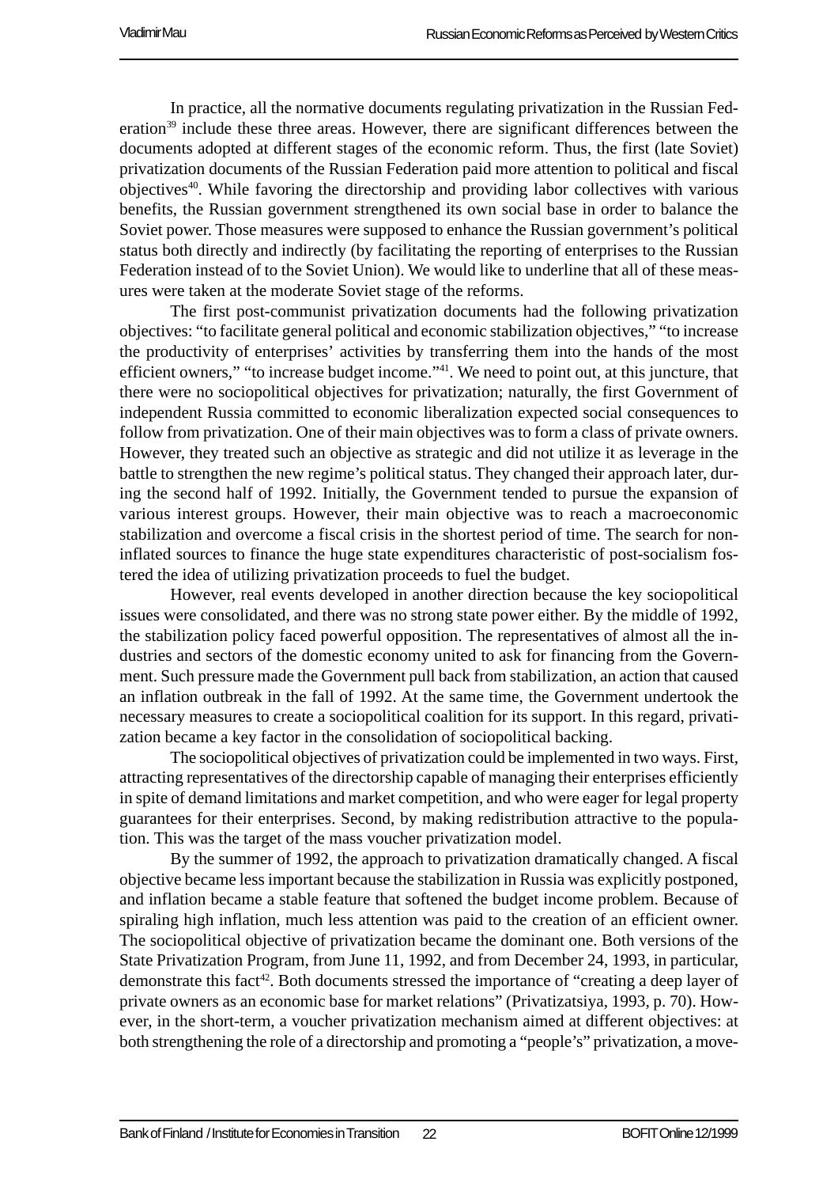In practice, all the normative documents regulating privatization in the Russian Federation[39] include these three areas. However, there are significant differences between the documents adopted at different stages of the economic reform. Thus, the first (late Soviet) privatization documents of the Russian Federation paid more attention to political and fiscal objectives[40]. While favoring the directorship and providing labor collectives with various benefits, the Russian government strengthened its own social base in order to balance the Soviet power. Those measures were supposed to enhance the Russian government's political status both directly and indirectly (by facilitating the reporting of enterprises to the Russian Federation instead of to the Soviet Union). We would like to underline that all of these measures were taken at the moderate Soviet stage of the reforms.

The first post-communist privatization documents had the following privatization objectives: "to facilitate general political and economic stabilization objectives," "to increase the productivity of enterprises' activities by transferring them into the hands of the most efficient owners," "to increase budget income."[41]. We need to point out, at this juncture, that there were no sociopolitical objectives for privatization; naturally, the first Government of independent Russia committed to economic liberalization expected social consequences to follow from privatization. One of their main objectives was to form a class of private owners. However, they treated such an objective as strategic and did not utilize it as leverage in the battle to strengthen the new regime's political status. They changed their approach later, during the second half of 1992. Initially, the Government tended to pursue the expansion of various interest groups. However, their main objective was to reach a macroeconomic stabilization and overcome a fiscal crisis in the shortest period of time. The search for non-inflated sources to finance the huge state expenditures characteristic of post-socialism fostered the idea of utilizing privatization proceeds to fuel the budget.

However, real events developed in another direction because the key sociopolitical issues were consolidated, and there was no strong state power either. By the middle of 1992, the stabilization policy faced powerful opposition. The representatives of almost all the industries and sectors of the domestic economy united to ask for financing from the Government. Such pressure made the Government pull back from stabilization, an action that caused an inflation outbreak in the fall of 1992. At the same time, the Government undertook the necessary measures to create a sociopolitical coalition for its support. In this regard, privatization became a key factor in the consolidation of sociopolitical backing.

The sociopolitical objectives of privatization could be implemented in two ways. First, attracting representatives of the directorship capable of managing their enterprises efficiently in spite of demand limitations and market competition, and who were eager for legal property guarantees for their enterprises. Second, by making redistribution attractive to the population. This was the target of the mass voucher privatization model.

By the summer of 1992, the approach to privatization dramatically changed. A fiscal objective became less important because the stabilization in Russia was explicitly postponed, and inflation became a stable feature that softened the budget income problem. Because of spiraling high inflation, much less attention was paid to the creation of an efficient owner. The sociopolitical objective of privatization became the dominant one. Both versions of the State Privatization Program, from June 11, 1992, and from December 24, 1993, in particular, demonstrate this fact[42]. Both documents stressed the importance of "creating a deep layer of private owners as an economic base for market relations" (Privatizatsiya, 1993, p. 70). However, in the short-term, a voucher privatization mechanism aimed at different objectives: at both strengthening the role of a directorship and promoting a "people's" privatization, a move-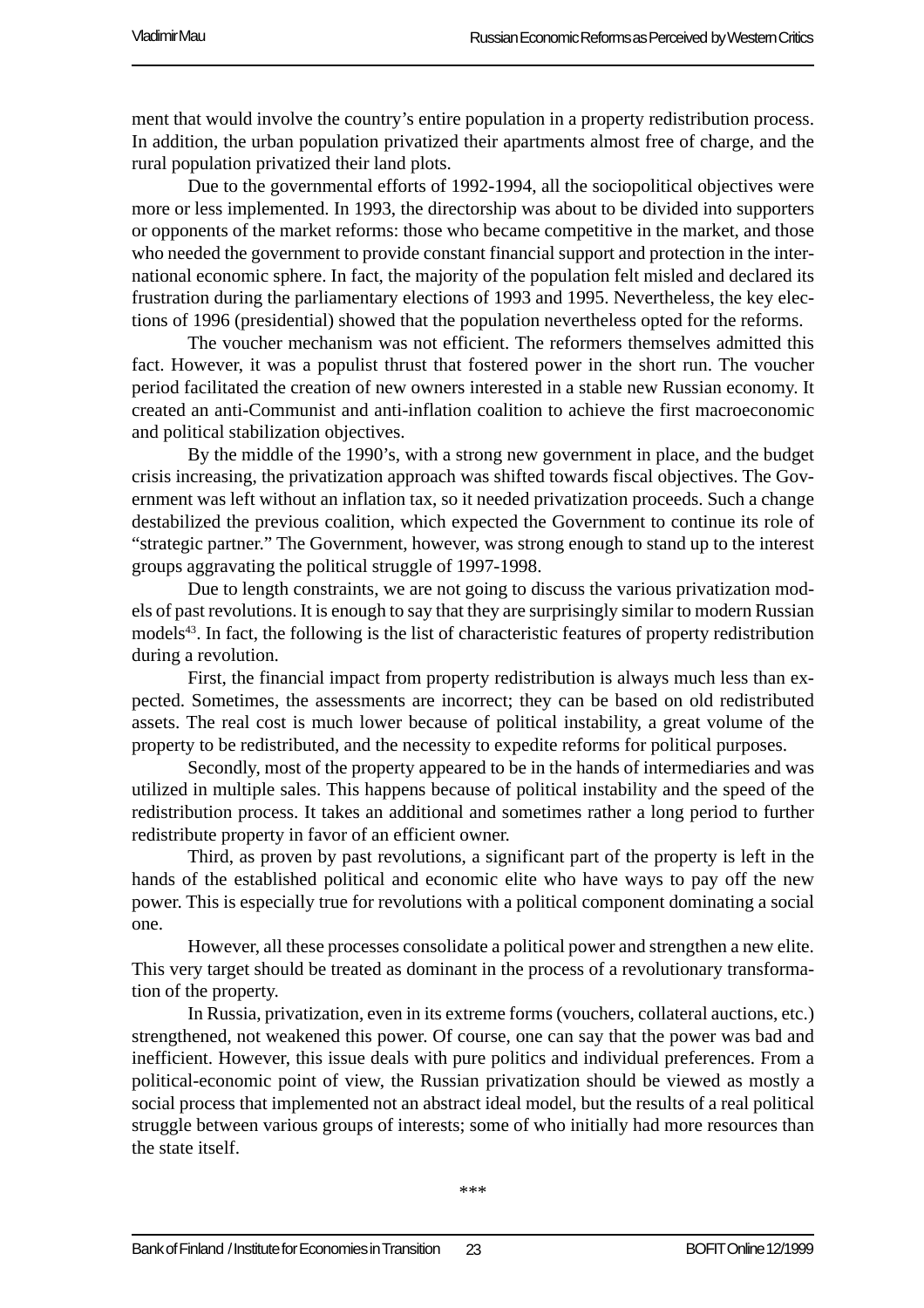ment that would involve the country's entire population in a property redistribution process. In addition, the urban population privatized their apartments almost free of charge, and the rural population privatized their land plots.

Due to the governmental efforts of 1992-1994, all the sociopolitical objectives were more or less implemented. In 1993, the directorship was about to be divided into supporters or opponents of the market reforms: those who became competitive in the market, and those who needed the government to provide constant financial support and protection in the international economic sphere. In fact, the majority of the population felt misled and declared its frustration during the parliamentary elections of 1993 and 1995. Nevertheless, the key elections of 1996 (presidential) showed that the population nevertheless opted for the reforms.

The voucher mechanism was not efficient. The reformers themselves admitted this fact. However, it was a populist thrust that fostered power in the short run. The voucher period facilitated the creation of new owners interested in a stable new Russian economy. It created an anti-Communist and anti-inflation coalition to achieve the first macroeconomic and political stabilization objectives.

By the middle of the 1990's, with a strong new government in place, and the budget crisis increasing, the privatization approach was shifted towards fiscal objectives. The Government was left without an inflation tax, so it needed privatization proceeds. Such a change destabilized the previous coalition, which expected the Government to continue its role of "strategic partner." The Government, however, was strong enough to stand up to the interest groups aggravating the political struggle of 1997-1998.

Due to length constraints, we are not going to discuss the various privatization models of past revolutions. It is enough to say that they are surprisingly similar to modern Russian models[43]. In fact, the following is the list of characteristic features of property redistribution during a revolution.

First, the financial impact from property redistribution is always much less than expected. Sometimes, the assessments are incorrect; they can be based on old redistributed assets. The real cost is much lower because of political instability, a great volume of the property to be redistributed, and the necessity to expedite reforms for political purposes.

Secondly, most of the property appeared to be in the hands of intermediaries and was utilized in multiple sales. This happens because of political instability and the speed of the redistribution process. It takes an additional and sometimes rather a long period to further redistribute property in favor of an efficient owner.

Third, as proven by past revolutions, a significant part of the property is left in the hands of the established political and economic elite who have ways to pay off the new power. This is especially true for revolutions with a political component dominating a social one.

However, all these processes consolidate a political power and strengthen a new elite. This very target should be treated as dominant in the process of a revolutionary transformation of the property.

In Russia, privatization, even in its extreme forms (vouchers, collateral auctions, etc.) strengthened, not weakened this power. Of course, one can say that the power was bad and inefficient. However, this issue deals with pure politics and individual preferences. From a political-economic point of view, the Russian privatization should be viewed as mostly a social process that implemented not an abstract ideal model, but the results of a real political struggle between various groups of interests; some of who initially had more resources than the state itself.

\*\*\*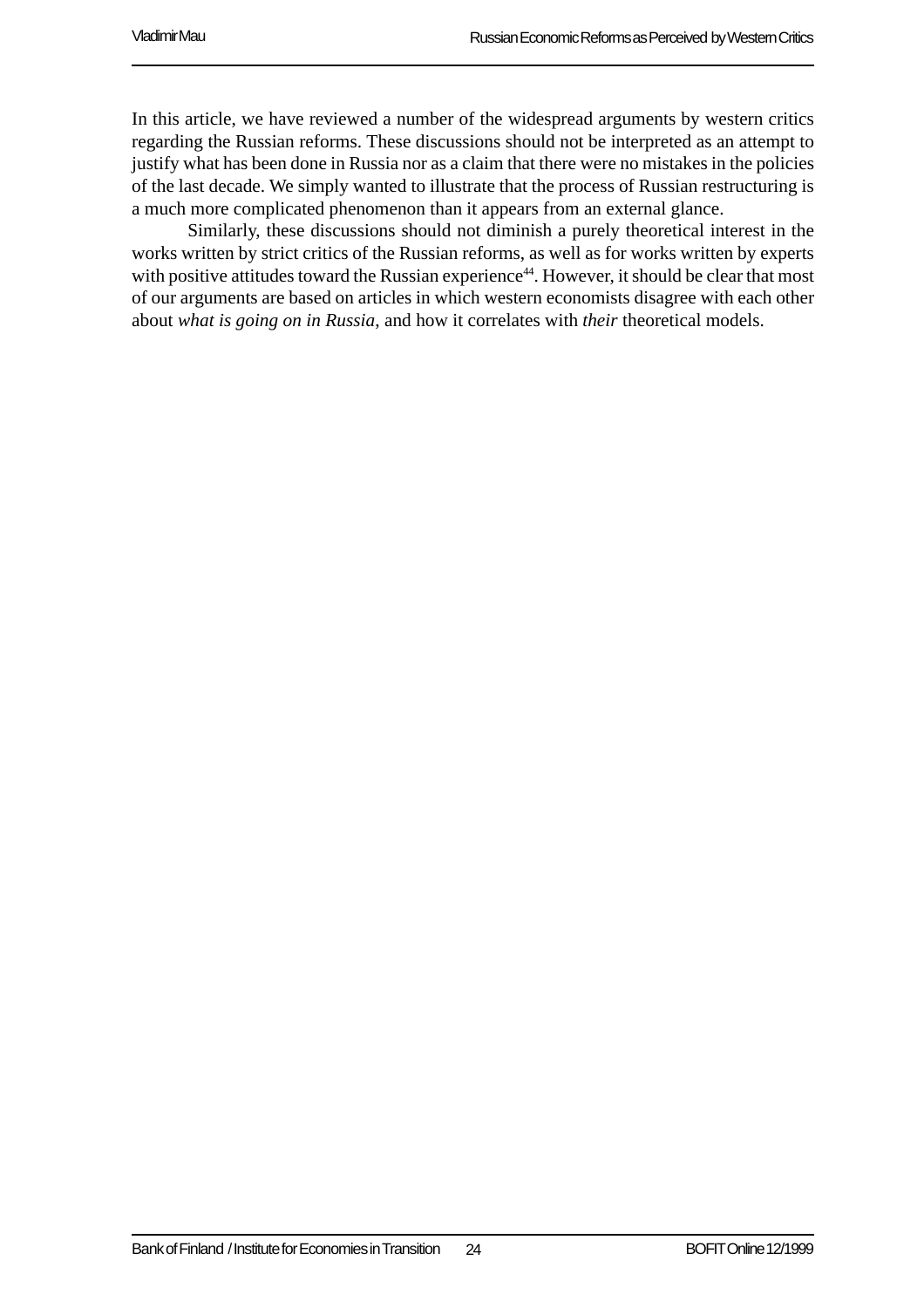In this article, we have reviewed a number of the widespread arguments by western critics regarding the Russian reforms. These discussions should not be interpreted as an attempt to justify what has been done in Russia nor as a claim that there were no mistakes in the policies of the last decade. We simply wanted to illustrate that the process of Russian restructuring is a much more complicated phenomenon than it appears from an external glance.

Similarly, these discussions should not diminish a purely theoretical interest in the works written by strict critics of the Russian reforms, as well as for works written by experts with positive attitudes toward the Russian experience[44]. However, it should be clear that most of our arguments are based on articles in which western economists disagree with each other about *what is going on in Russia*, and how it correlates with *their* theoretical models.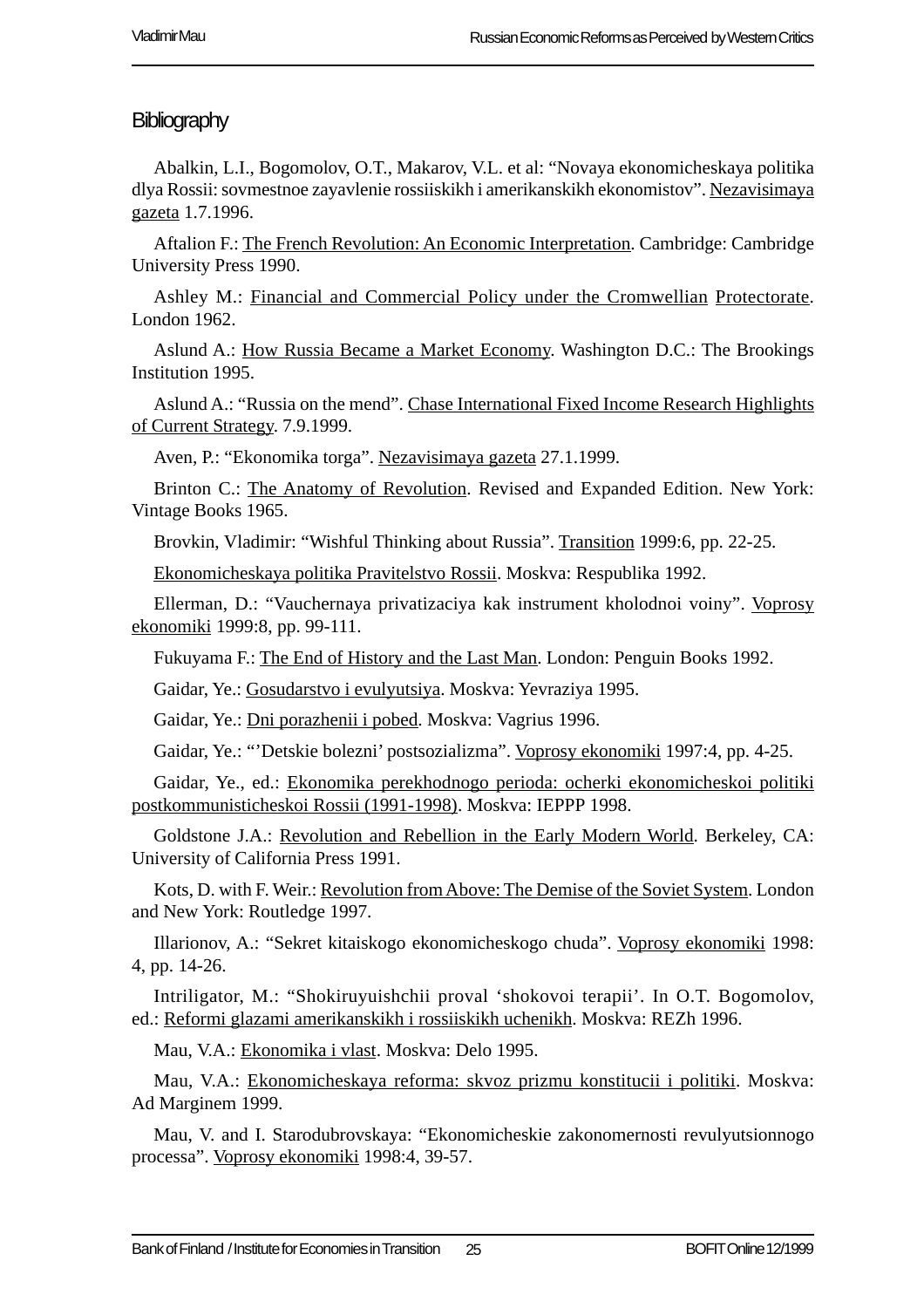## Bibliography

Abalkin, L.I., Bogomolov, O.T., Makarov, V.L. et al: "Novaya ekonomicheskaya politika dlya Rossii: sovmestnoe zayavlenie rossiiskikh i amerikanskikh ekonomistov". Nezavisimaya gazeta 1.7.1996.

Aftalion F.: The French Revolution: An Economic Interpretation. Cambridge: Cambridge University Press 1990.

Ashley M.: Financial and Commercial Policy under the Cromwellian Protectorate. London 1962.

Aslund A.: How Russia Became a Market Economy. Washington D.C.: The Brookings Institution 1995.

Aslund A.: "Russia on the mend". Chase International Fixed Income Research Highlights of Current Strategy. 7.9.1999.

Aven, P.: "Ekonomika torga". Nezavisimaya gazeta 27.1.1999.

Brinton C.: The Anatomy of Revolution. Revised and Expanded Edition. New York: Vintage Books 1965.

Brovkin, Vladimir: "Wishful Thinking about Russia". Transition 1999:6, pp. 22-25.

Ekonomicheskaya politika Pravitelstvo Rossii. Moskva: Respublika 1992.

Ellerman, D.: "Vauchernaya privatizaciya kak instrument kholodnoi voiny". Voprosy ekonomiki 1999:8, pp. 99-111.

Fukuyama F.: The End of History and the Last Man. London: Penguin Books 1992.

Gaidar, Ye.: Gosudarstvo i evulyutsiya. Moskva: Yevraziya 1995.

Gaidar, Ye.: Dni porazhenii i pobed. Moskva: Vagrius 1996.

Gaidar, Ye.: "'Detskie bolezni' postsozializma". Voprosy ekonomiki 1997:4, pp. 4-25.

Gaidar, Ye., ed.: Ekonomika perekhodnogo perioda: ocherki ekonomicheskoi politiki postkommunisticheskoi Rossii (1991-1998). Moskva: IEPPP 1998.

Goldstone J.A.: Revolution and Rebellion in the Early Modern World. Berkeley, CA: University of California Press 1991.

Kots, D. with F. Weir.: Revolution from Above: The Demise of the Soviet System. London and New York: Routledge 1997.

Illarionov, A.: "Sekret kitaiskogo ekonomicheskogo chuda". Voprosy ekonomiki 1998: 4, pp. 14-26.

Intriligator, M.: "Shokiruyuishchii proval 'shokovoi terapii'. In O.T. Bogomolov, ed.: Reformi glazami amerikanskikh i rossiiskikh uchenikh. Moskva: REZh 1996.

Mau, V.A.: Ekonomika i vlast. Moskva: Delo 1995.

Mau, V.A.: Ekonomicheskaya reforma: skvoz prizmu konstitucii i politiki. Moskva: Ad Marginem 1999.

Mau, V. and I. Starodubrovskaya: "Ekonomicheskie zakonomernosti revulyutsionnogo processa". Voprosy ekonomiki 1998:4, 39-57.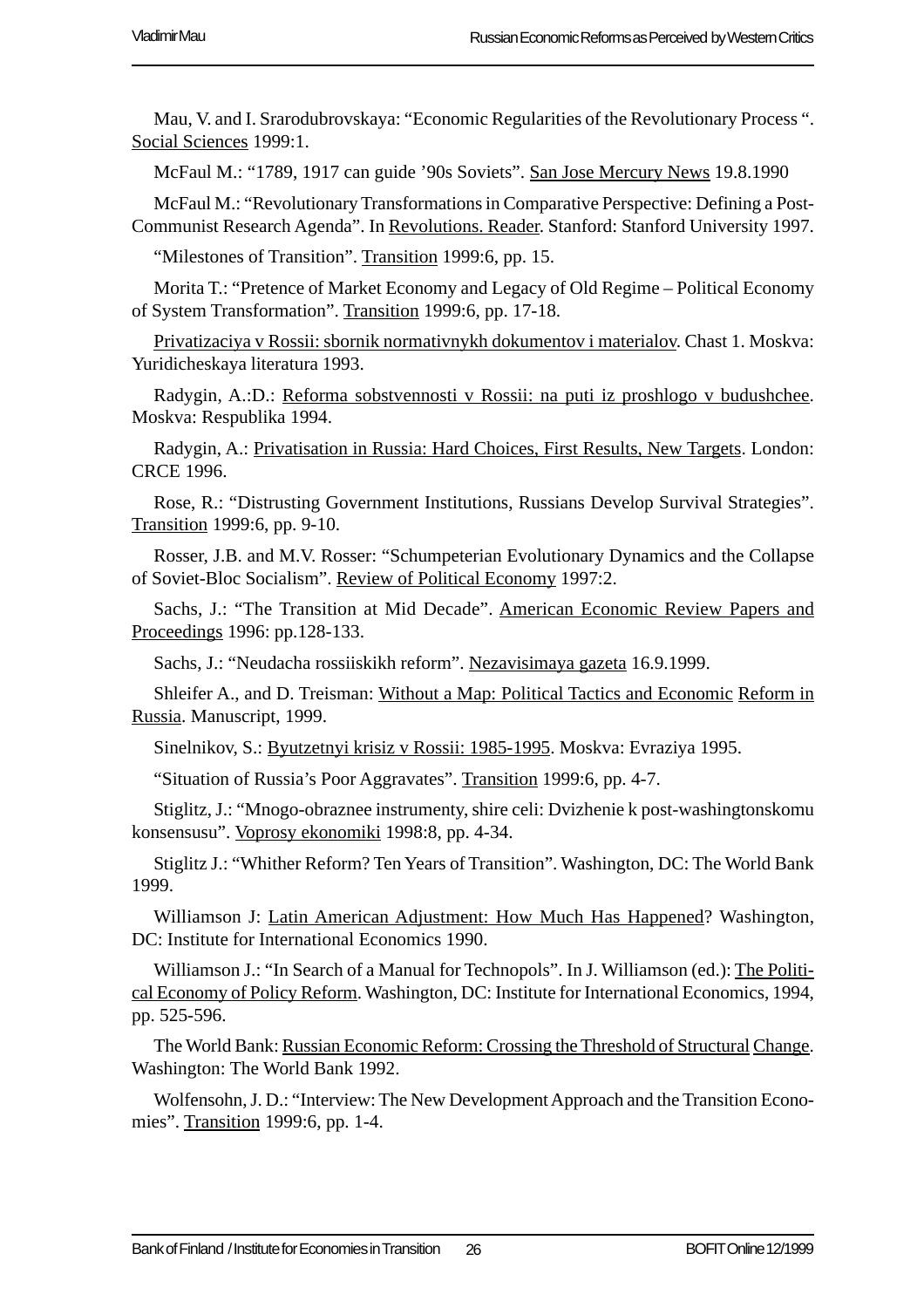Mau, V. and I. Srarodubrovskaya: "Economic Regularities of the Revolutionary Process ". Social Sciences 1999:1.

McFaul M.: "1789, 1917 can guide '90s Soviets". San Jose Mercury News 19.8.1990

McFaul M.: "Revolutionary Transformations in Comparative Perspective: Defining a Post-Communist Research Agenda". In Revolutions. Reader. Stanford: Stanford University 1997.

"Milestones of Transition". Transition 1999:6, pp. 15.

Morita T.: "Pretence of Market Economy and Legacy of Old Regime – Political Economy of System Transformation". Transition 1999:6, pp. 17-18.

Privatizaciya v Rossii: sbornik normativnykh dokumentov i materialov. Chast 1. Moskva: Yuridicheskaya literatura 1993.

Radygin, A.:D.: Reforma sobstvennosti v Rossii: na puti iz proshlogo v budushchee. Moskva: Respublika 1994.

Radygin, A.: Privatisation in Russia: Hard Choices, First Results, New Targets. London: CRCE 1996.

Rose, R.: "Distrusting Government Institutions, Russians Develop Survival Strategies". Transition 1999:6, pp. 9-10.

Rosser, J.B. and M.V. Rosser: "Schumpeterian Evolutionary Dynamics and the Collapse of Soviet-Bloc Socialism". Review of Political Economy 1997:2.

Sachs, J.: "The Transition at Mid Decade". American Economic Review Papers and Proceedings 1996: pp.128-133.

Sachs, J.: "Neudacha rossiiskikh reform". Nezavisimaya gazeta 16.9.1999.

Shleifer A., and D. Treisman: Without a Map: Political Tactics and Economic Reform in Russia. Manuscript, 1999.

Sinelnikov, S.: Byutzetnyi krisiz v Rossii: 1985-1995. Moskva: Evraziya 1995.

"Situation of Russia's Poor Aggravates". Transition 1999:6, pp. 4-7.

Stiglitz, J.: "Mnogo-obraznee instrumenty, shire celi: Dvizhenie k post-washingtonskomu konsensusu". Voprosy ekonomiki 1998:8, pp. 4-34.

Stiglitz J.: "Whither Reform? Ten Years of Transition". Washington, DC: The World Bank 1999.

Williamson J: Latin American Adjustment: How Much Has Happened? Washington, DC: Institute for International Economics 1990.

Williamson J.: "In Search of a Manual for Technopols". In J. Williamson (ed.): The Political Economy of Policy Reform. Washington, DC: Institute for International Economics, 1994, pp. 525-596.

The World Bank: Russian Economic Reform: Crossing the Threshold of Structural Change. Washington: The World Bank 1992.

Wolfensohn, J. D.: "Interview: The New Development Approach and the Transition Economies". Transition 1999:6, pp. 1-4.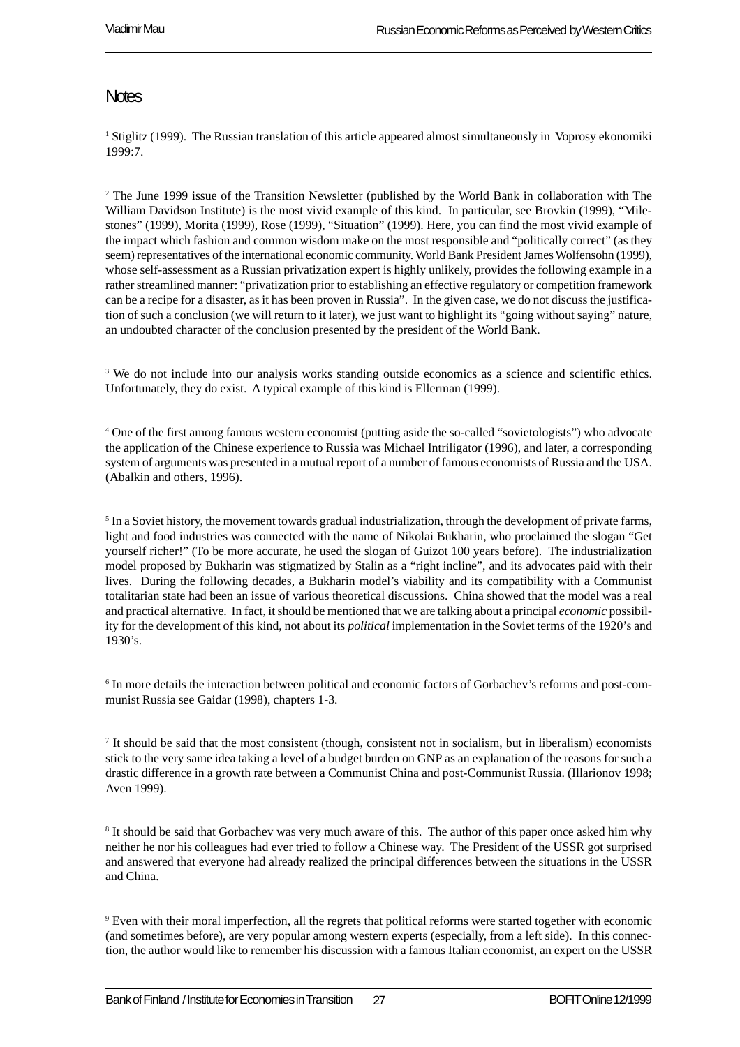## Notes

[1] Stiglitz (1999). The Russian translation of this article appeared almost simultaneously in Voprosy ekonomiki 1999:7.

[2] The June 1999 issue of the Transition Newsletter (published by the World Bank in collaboration with The William Davidson Institute) is the most vivid example of this kind. In particular, see Brovkin (1999), "Milestones" (1999), Morita (1999), Rose (1999), "Situation" (1999). Here, you can find the most vivid example of the impact which fashion and common wisdom make on the most responsible and "politically correct" (as they seem) representatives of the international economic community. World Bank President James Wolfensohn (1999), whose self-assessment as a Russian privatization expert is highly unlikely, provides the following example in a rather streamlined manner: "privatization prior to establishing an effective regulatory or competition framework can be a recipe for a disaster, as it has been proven in Russia". In the given case, we do not discuss the justification of such a conclusion (we will return to it later), we just want to highlight its "going without saying" nature, an undoubted character of the conclusion presented by the president of the World Bank.

[3] We do not include into our analysis works standing outside economics as a science and scientific ethics. Unfortunately, they do exist. A typical example of this kind is Ellerman (1999).

[4] One of the first among famous western economist (putting aside the so-called "sovietologists") who advocate the application of the Chinese experience to Russia was Michael Intriligator (1996), and later, a corresponding system of arguments was presented in a mutual report of a number of famous economists of Russia and the USA. (Abalkin and others, 1996).

[5] In a Soviet history, the movement towards gradual industrialization, through the development of private farms, light and food industries was connected with the name of Nikolai Bukharin, who proclaimed the slogan "Get yourself richer!" (To be more accurate, he used the slogan of Guizot 100 years before). The industrialization model proposed by Bukharin was stigmatized by Stalin as a "right incline", and its advocates paid with their lives. During the following decades, a Bukharin model's viability and its compatibility with a Communist totalitarian state had been an issue of various theoretical discussions. China showed that the model was a real and practical alternative. In fact, it should be mentioned that we are talking about a principal *economic* possibility for the development of this kind, not about its *political* implementation in the Soviet terms of the 1920's and 1930's.

[6] In more details the interaction between political and economic factors of Gorbachev's reforms and post-communist Russia see Gaidar (1998), chapters 1-3.

[7] It should be said that the most consistent (though, consistent not in socialism, but in liberalism) economists stick to the very same idea taking a level of a budget burden on GNP as an explanation of the reasons for such a drastic difference in a growth rate between a Communist China and post-Communist Russia. (Illarionov 1998; Aven 1999).

[8] It should be said that Gorbachev was very much aware of this. The author of this paper once asked him why neither he nor his colleagues had ever tried to follow a Chinese way. The President of the USSR got surprised and answered that everyone had already realized the principal differences between the situations in the USSR and China.

[9] Even with their moral imperfection, all the regrets that political reforms were started together with economic (and sometimes before), are very popular among western experts (especially, from a left side). In this connection, the author would like to remember his discussion with a famous Italian economist, an expert on the USSR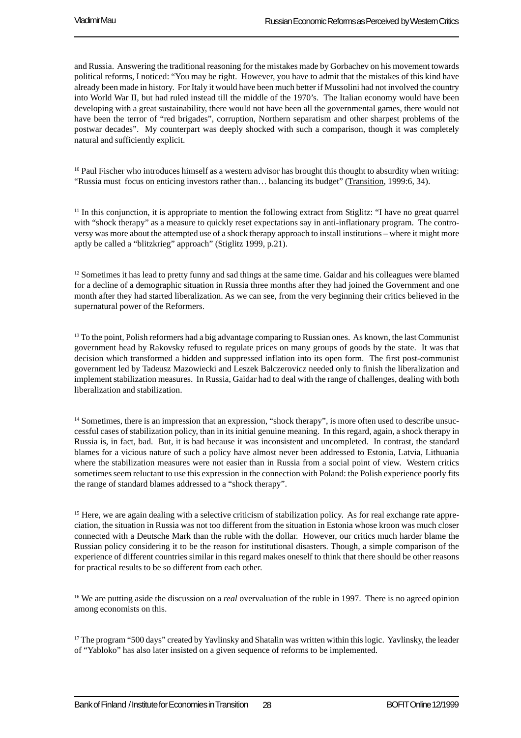and Russia. Answering the traditional reasoning for the mistakes made by Gorbachev on his movement towards political reforms, I noticed: "You may be right. However, you have to admit that the mistakes of this kind have already been made in history. For Italy it would have been much better if Mussolini had not involved the country into World War II, but had ruled instead till the middle of the 1970's. The Italian economy would have been developing with a great sustainability, there would not have been all the governmental games, there would not have been the terror of "red brigades", corruption, Northern separatism and other sharpest problems of the postwar decades". My counterpart was deeply shocked with such a comparison, though it was completely natural and sufficiently explicit.

[10] Paul Fischer who introduces himself as a western advisor has brought this thought to absurdity when writing: "Russia must focus on enticing investors rather than… balancing its budget" (Transition, 1999:6, 34).

[11] In this conjunction, it is appropriate to mention the following extract from Stiglitz: "I have no great quarrel with "shock therapy" as a measure to quickly reset expectations say in anti-inflationary program. The controversy was more about the attempted use of a shock therapy approach to install institutions – where it might more aptly be called a "blitzkrieg" approach" (Stiglitz 1999, p.21).

[12] Sometimes it has lead to pretty funny and sad things at the same time. Gaidar and his colleagues were blamed for a decline of a demographic situation in Russia three months after they had joined the Government and one month after they had started liberalization. As we can see, from the very beginning their critics believed in the supernatural power of the Reformers.

[13] To the point, Polish reformers had a big advantage comparing to Russian ones. As known, the last Communist government head by Rakovsky refused to regulate prices on many groups of goods by the state. It was that decision which transformed a hidden and suppressed inflation into its open form. The first post-communist government led by Tadeusz Mazowiecki and Leszek Balczerovicz needed only to finish the liberalization and implement stabilization measures. In Russia, Gaidar had to deal with the range of challenges, dealing with both liberalization and stabilization.

[14] Sometimes, there is an impression that an expression, "shock therapy", is more often used to describe unsuccessful cases of stabilization policy, than in its initial genuine meaning. In this regard, again, a shock therapy in Russia is, in fact, bad. But, it is bad because it was inconsistent and uncompleted. In contrast, the standard blames for a vicious nature of such a policy have almost never been addressed to Estonia, Latvia, Lithuania where the stabilization measures were not easier than in Russia from a social point of view. Western critics sometimes seem reluctant to use this expression in the connection with Poland: the Polish experience poorly fits the range of standard blames addressed to a "shock therapy".

[15] Here, we are again dealing with a selective criticism of stabilization policy. As for real exchange rate appreciation, the situation in Russia was not too different from the situation in Estonia whose kroon was much closer connected with a Deutsche Mark than the ruble with the dollar. However, our critics much harder blame the Russian policy considering it to be the reason for institutional disasters. Though, a simple comparison of the experience of different countries similar in this regard makes oneself to think that there should be other reasons for practical results to be so different from each other.

[16] We are putting aside the discussion on a *real* overvaluation of the ruble in 1997. There is no agreed opinion among economists on this.

[17] The program "500 days" created by Yavlinsky and Shatalin was written within this logic. Yavlinsky, the leader of "Yabloko" has also later insisted on a given sequence of reforms to be implemented.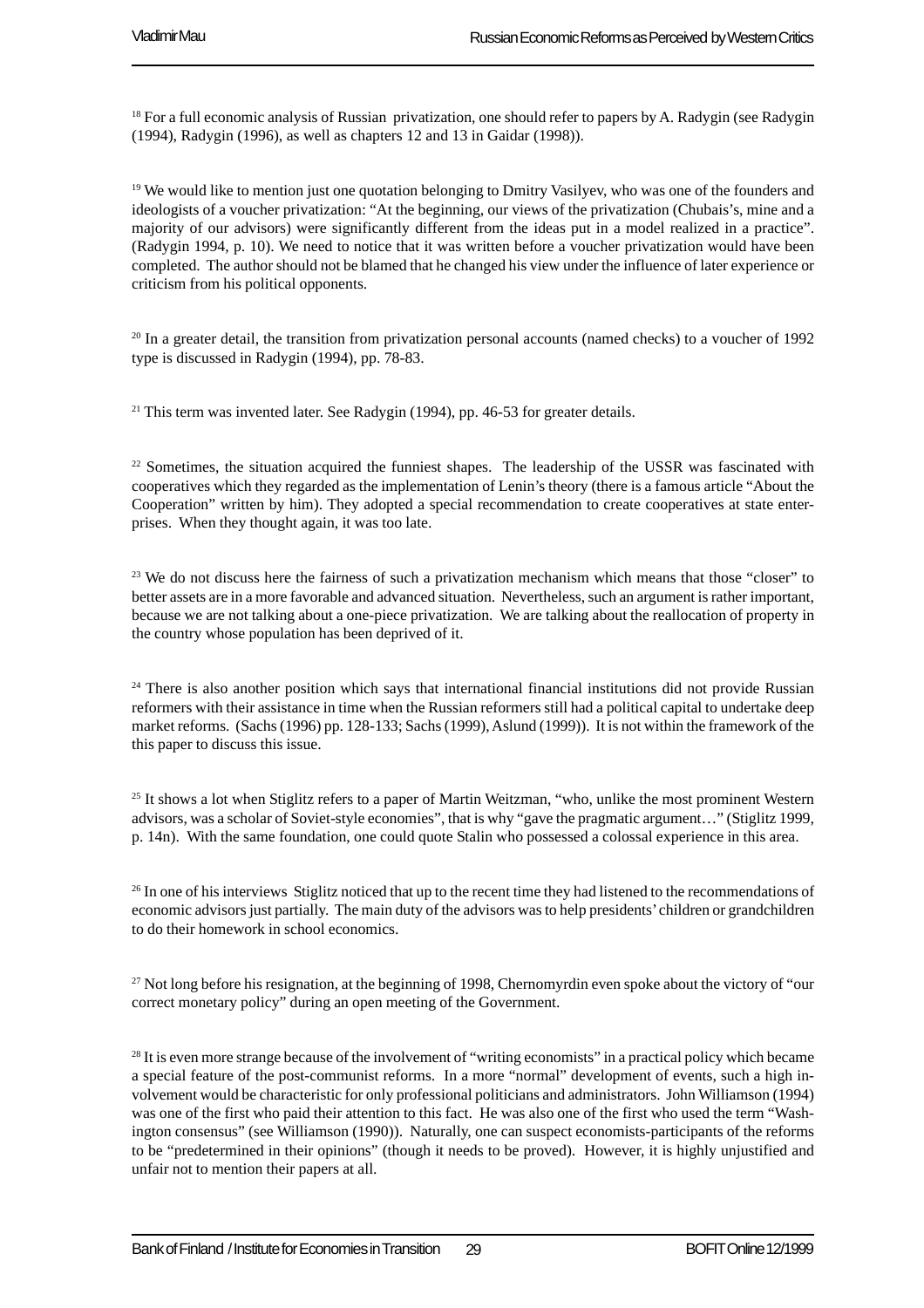[18] For a full economic analysis of Russian privatization, one should refer to papers by A. Radygin (see Radygin (1994), Radygin (1996), as well as chapters 12 and 13 in Gaidar (1998)).

[19] We would like to mention just one quotation belonging to Dmitry Vasilyev, who was one of the founders and ideologists of a voucher privatization: "At the beginning, our views of the privatization (Chubais's, mine and a majority of our advisors) were significantly different from the ideas put in a model realized in a practice". (Radygin 1994, p. 10). We need to notice that it was written before a voucher privatization would have been completed. The author should not be blamed that he changed his view under the influence of later experience or criticism from his political opponents.

[20] In a greater detail, the transition from privatization personal accounts (named checks) to a voucher of 1992 type is discussed in Radygin (1994), pp. 78-83.

[21] This term was invented later. See Radygin (1994), pp. 46-53 for greater details.

[22] Sometimes, the situation acquired the funniest shapes. The leadership of the USSR was fascinated with cooperatives which they regarded as the implementation of Lenin's theory (there is a famous article "About the Cooperation" written by him). They adopted a special recommendation to create cooperatives at state enterprises. When they thought again, it was too late.

[23] We do not discuss here the fairness of such a privatization mechanism which means that those "closer" to better assets are in a more favorable and advanced situation. Nevertheless, such an argument is rather important, because we are not talking about a one-piece privatization. We are talking about the reallocation of property in the country whose population has been deprived of it.

[24] There is also another position which says that international financial institutions did not provide Russian reformers with their assistance in time when the Russian reformers still had a political capital to undertake deep market reforms. (Sachs (1996) pp. 128-133; Sachs (1999), Aslund (1999)). It is not within the framework of the this paper to discuss this issue.

[25] It shows a lot when Stiglitz refers to a paper of Martin Weitzman, "who, unlike the most prominent Western advisors, was a scholar of Soviet-style economies", that is why "gave the pragmatic argument…" (Stiglitz 1999, p. 14n). With the same foundation, one could quote Stalin who possessed a colossal experience in this area.

[26] In one of his interviews Stiglitz noticed that up to the recent time they had listened to the recommendations of economic advisors just partially. The main duty of the advisors was to help presidents' children or grandchildren to do their homework in school economics.

[27] Not long before his resignation, at the beginning of 1998, Chernomyrdin even spoke about the victory of "our correct monetary policy" during an open meeting of the Government.

[28] It is even more strange because of the involvement of "writing economists" in a practical policy which became a special feature of the post-communist reforms. In a more "normal" development of events, such a high involvement would be characteristic for only professional politicians and administrators. John Williamson (1994) was one of the first who paid their attention to this fact. He was also one of the first who used the term "Washington consensus" (see Williamson (1990)). Naturally, one can suspect economists-participants of the reforms to be "predetermined in their opinions" (though it needs to be proved). However, it is highly unjustified and unfair not to mention their papers at all.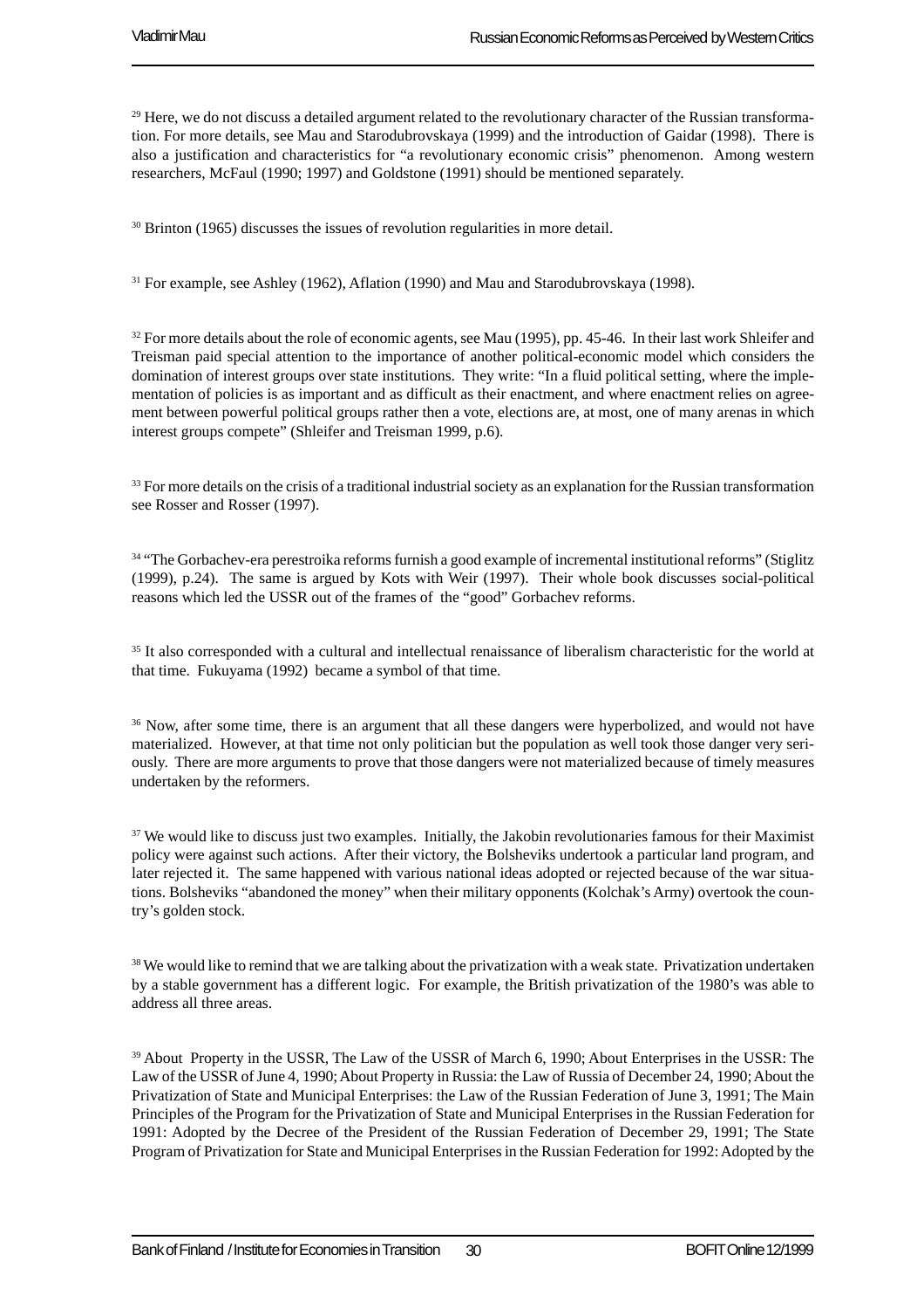[29] Here, we do not discuss a detailed argument related to the revolutionary character of the Russian transformation. For more details, see Mau and Starodubrovskaya (1999) and the introduction of Gaidar (1998). There is also a justification and characteristics for "a revolutionary economic crisis" phenomenon. Among western researchers, McFaul (1990; 1997) and Goldstone (1991) should be mentioned separately.

[30] Brinton (1965) discusses the issues of revolution regularities in more detail.

[31] For example, see Ashley (1962), Aflation (1990) and Mau and Starodubrovskaya (1998).

[32] For more details about the role of economic agents, see Mau (1995), pp. 45-46. In their last work Shleifer and Treisman paid special attention to the importance of another political-economic model which considers the domination of interest groups over state institutions. They write: "In a fluid political setting, where the implementation of policies is as important and as difficult as their enactment, and where enactment relies on agreement between powerful political groups rather then a vote, elections are, at most, one of many arenas in which interest groups compete" (Shleifer and Treisman 1999, p.6).

[33] For more details on the crisis of a traditional industrial society as an explanation for the Russian transformation see Rosser and Rosser (1997).

[34] "The Gorbachev-era perestroika reforms furnish a good example of incremental institutional reforms" (Stiglitz (1999), p.24). The same is argued by Kots with Weir (1997). Their whole book discusses social-political reasons which led the USSR out of the frames of the "good" Gorbachev reforms.

[35] It also corresponded with a cultural and intellectual renaissance of liberalism characteristic for the world at that time. Fukuyama (1992) became a symbol of that time.

[36] Now, after some time, there is an argument that all these dangers were hyperbolized, and would not have materialized. However, at that time not only politician but the population as well took those danger very seriously. There are more arguments to prove that those dangers were not materialized because of timely measures undertaken by the reformers.

[37] We would like to discuss just two examples. Initially, the Jakobin revolutionaries famous for their Maximist policy were against such actions. After their victory, the Bolsheviks undertook a particular land program, and later rejected it. The same happened with various national ideas adopted or rejected because of the war situations. Bolsheviks "abandoned the money" when their military opponents (Kolchak's Army) overtook the country's golden stock.

[38] We would like to remind that we are talking about the privatization with a weak state. Privatization undertaken by a stable government has a different logic. For example, the British privatization of the 1980's was able to address all three areas.

[39] About Property in the USSR, The Law of the USSR of March 6, 1990; About Enterprises in the USSR: The Law of the USSR of June 4, 1990; About Property in Russia: the Law of Russia of December 24, 1990; About the Privatization of State and Municipal Enterprises: the Law of the Russian Federation of June 3, 1991; The Main Principles of the Program for the Privatization of State and Municipal Enterprises in the Russian Federation for 1991: Adopted by the Decree of the President of the Russian Federation of December 29, 1991; The State Program of Privatization for State and Municipal Enterprises in the Russian Federation for 1992: Adopted by the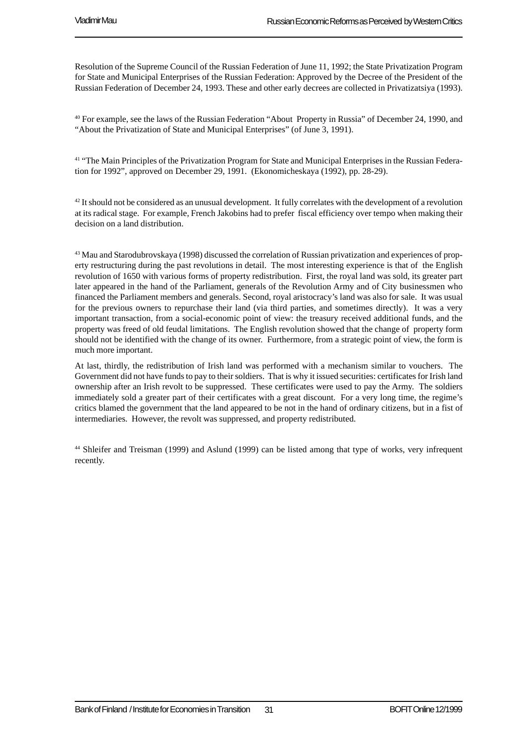Resolution of the Supreme Council of the Russian Federation of June 11, 1992; the State Privatization Program for State and Municipal Enterprises of the Russian Federation: Approved by the Decree of the President of the Russian Federation of December 24, 1993. These and other early decrees are collected in Privatizatsiya (1993).

[40] For example, see the laws of the Russian Federation "About Property in Russia" of December 24, 1990, and "About the Privatization of State and Municipal Enterprises" (of June 3, 1991).

[41] "The Main Principles of the Privatization Program for State and Municipal Enterprises in the Russian Federation for 1992", approved on December 29, 1991. (Ekonomicheskaya (1992), pp. 28-29).

[42] It should not be considered as an unusual development. It fully correlates with the development of a revolution at its radical stage. For example, French Jakobins had to prefer fiscal efficiency over tempo when making their decision on a land distribution.

[43] Mau and Starodubrovskaya (1998) discussed the correlation of Russian privatization and experiences of property restructuring during the past revolutions in detail. The most interesting experience is that of the English revolution of 1650 with various forms of property redistribution. First, the royal land was sold, its greater part later appeared in the hand of the Parliament, generals of the Revolution Army and of City businessmen who financed the Parliament members and generals. Second, royal aristocracy's land was also for sale. It was usual for the previous owners to repurchase their land (via third parties, and sometimes directly). It was a very important transaction, from a social-economic point of view: the treasury received additional funds, and the property was freed of old feudal limitations. The English revolution showed that the change of property form should not be identified with the change of its owner. Furthermore, from a strategic point of view, the form is much more important.

At last, thirdly, the redistribution of Irish land was performed with a mechanism similar to vouchers. The Government did not have funds to pay to their soldiers. That is why it issued securities: certificates for Irish land ownership after an Irish revolt to be suppressed. These certificates were used to pay the Army. The soldiers immediately sold a greater part of their certificates with a great discount. For a very long time, the regime's critics blamed the government that the land appeared to be not in the hand of ordinary citizens, but in a fist of intermediaries. However, the revolt was suppressed, and property redistributed.

[44] Shleifer and Treisman (1999) and Aslund (1999) can be listed among that type of works, very infrequent recently.